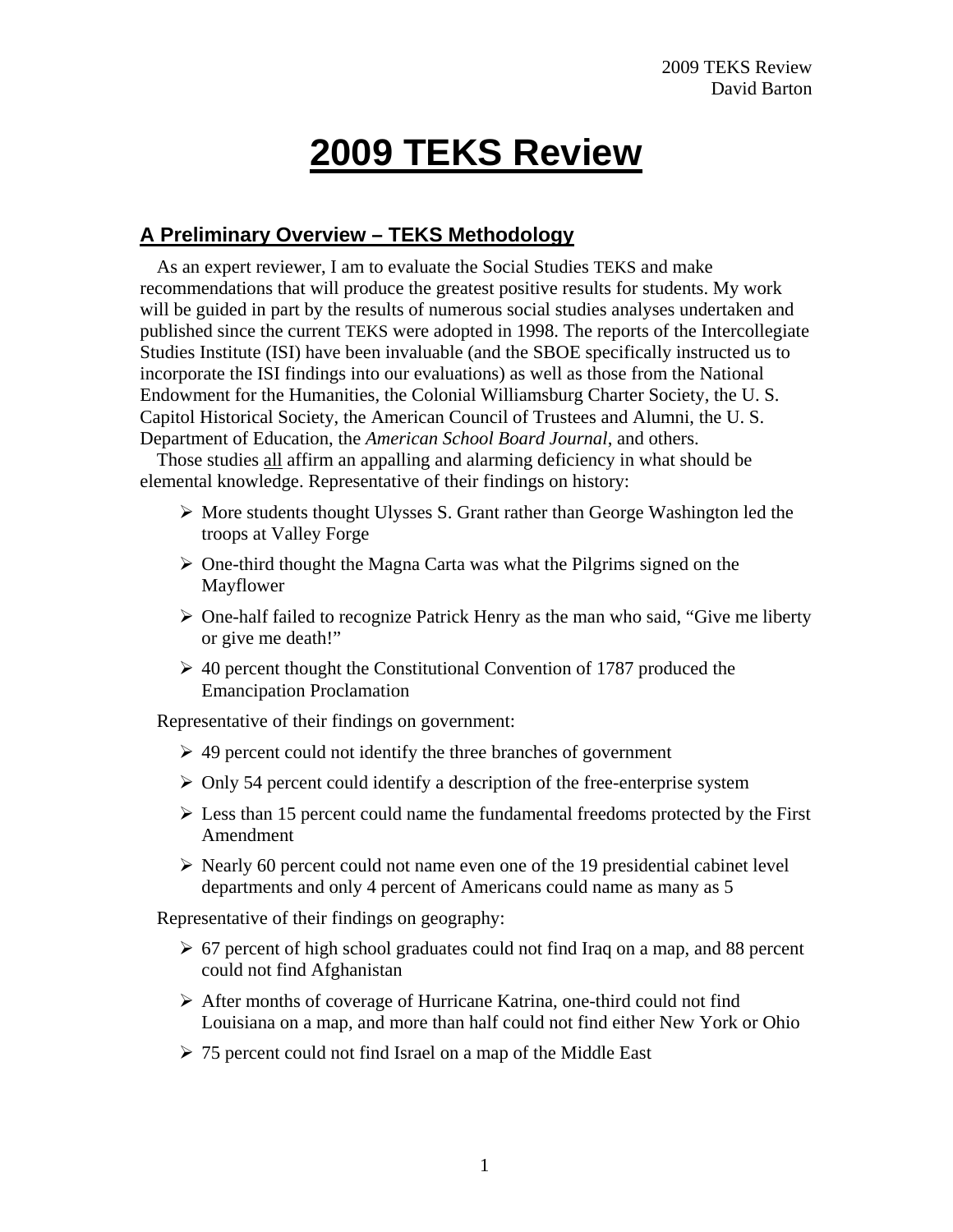# 2009 TEKS Review

## A Preliminary Overview – TEKS Methodology

As an expert reviewer, I am to evaluate the Social Studies TEKS and make recommendations that will produce the greatest positive results for students. My work will be guided in part by the results of numerous social studies analyses undertaken and published since the current TEKS were adopted in 1998. The reports of the Intercollegiate Studies Institute (ISI) have been invaluable (and the SBOE specifically instructed us to incorporate the ISI findings into our evaluations) as well as those from the National Endowment for the Humanities, the Colonial Williamsburg Charter Society, the U. S. Capitol Historical Society, the American Council of Trustees and Alumni, the U. S. Department of Education, the *American School Board Journal*, and others.

Those studies <u>all</u> affirm an appalling and alarming deficiency in what should be elemental knowledge. Representative of their findings on history:

- More students thought Ulysses S. Grant rather than George Washington led the troops at Valley Forge
- One-third thought the Magna Carta was what the Pilgrims signed on the Mayflower
- One-half failed to recognize Patrick Henry as the man who said, "Give me liberty or give me death!"
- 40 percent thought the Constitutional Convention of 1787 produced the Emancipation Proclamation

Representative of their findings on government:

- 49 percent could not identify the three branches of government
- Only 54 percent could identify a description of the free-enterprise system
- Less than 15 percent could name the fundamental freedoms protected by the First Amendment
- Nearly 60 percent could not name even one of the 19 presidential cabinet level departments and only 4 percent of Americans could name as many as 5

Representative of their findings on geography:

- 67 percent of high school graduates could not find Iraq on a map, and 88 percent could not find Afghanistan
- After months of coverage of Hurricane Katrina, one-third could not find Louisiana on a map, and more than half could not find either New York or Ohio
- 75 percent could not find Israel on a map of the Middle East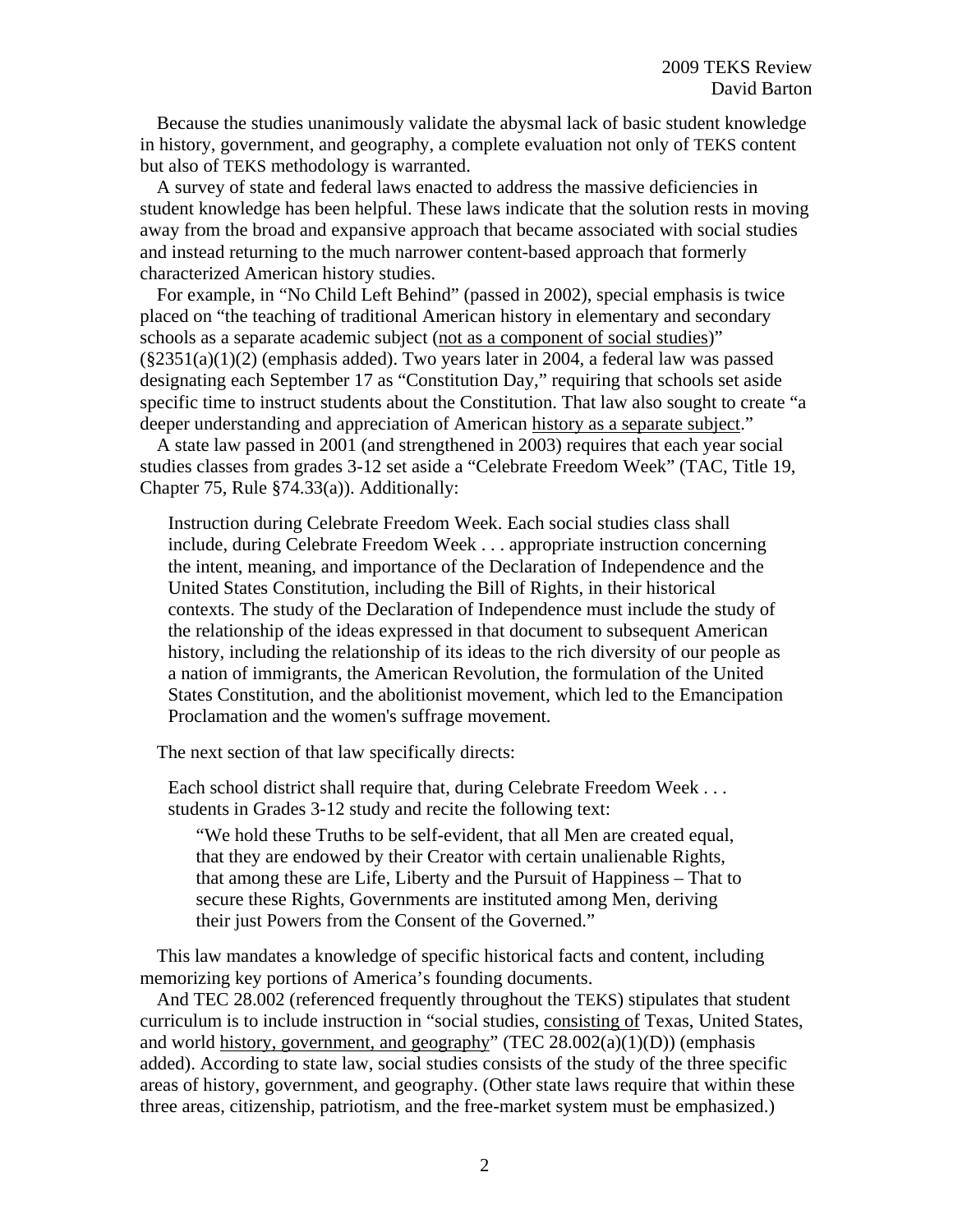Because the studies unanimously validate the abysmal lack of basic student knowledge in history, government, and geography, a complete evaluation not only of TEKS content but also of TEKS methodology is warranted.

A survey of state and federal laws enacted to address the massive deficiencies in student knowledge has been helpful. These laws indicate that the solution rests in moving away from the broad and expansive approach that became associated with social studies and instead returning to the much narrower content-based approach that formerly characterized American history studies.

For example, in "No Child Left Behind" (passed in 2002), special emphasis is twice placed on "the teaching of traditional American history in elementary and secondary schools as a separate academic subject (<u>not as a component of social studies</u>)" (§2351(a)(1)(2) (emphasis added). Two years later in 2004, a federal law was passed designating each September 17 as "Constitution Day," requiring that schools set aside specific time to instruct students about the Constitution. That law also sought to create "a deeper understanding and appreciation of American <u>history as a separate subject</u>."

A state law passed in 2001 (and strengthened in 2003) requires that each year social studies classes from grades 3-12 set aside a "Celebrate Freedom Week" (TAC, Title 19, Chapter 75, Rule §74.33(a)). Additionally:

> Instruction during Celebrate Freedom Week. Each social studies class shall include, during Celebrate Freedom Week . . . appropriate instruction concerning the intent, meaning, and importance of the Declaration of Independence and the United States Constitution, including the Bill of Rights, in their historical contexts. The study of the Declaration of Independence must include the study of the relationship of the ideas expressed in that document to subsequent American history, including the relationship of its ideas to the rich diversity of our people as a nation of immigrants, the American Revolution, the formulation of the United States Constitution, and the abolitionist movement, which led to the Emancipation Proclamation and the women's suffrage movement.

The next section of that law specifically directs:

> Each school district shall require that, during Celebrate Freedom Week . . . students in Grades 3-12 study and recite the following text:
>
> > "We hold these Truths to be self-evident, that all Men are created equal, that they are endowed by their Creator with certain unalienable Rights, that among these are Life, Liberty and the Pursuit of Happiness – That to secure these Rights, Governments are instituted among Men, deriving their just Powers from the Consent of the Governed."

This law mandates a knowledge of specific historical facts and content, including memorizing key portions of America's founding documents.

And TEC 28.002 (referenced frequently throughout the TEKS) stipulates that student curriculum is to include instruction in "social studies, <u>consisting of</u> Texas, United States, and world <u>history, government, and geography</u>" (TEC 28.002(a)(1)(D)) (emphasis added). According to state law, social studies consists of the study of the three specific areas of history, government, and geography. (Other state laws require that within these three areas, citizenship, patriotism, and the free-market system must be emphasized.)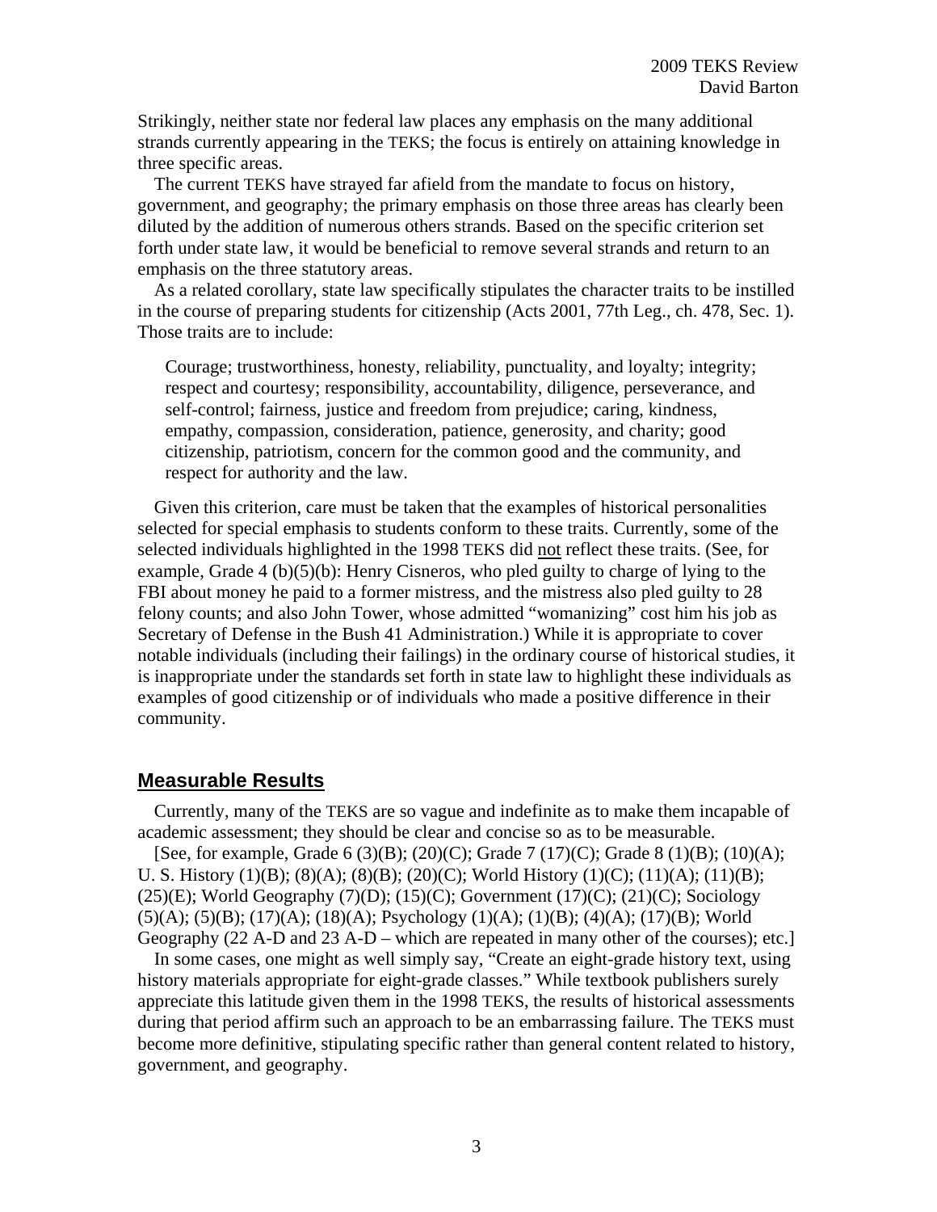Strikingly, neither state nor federal law places any emphasis on the many additional strands currently appearing in the TEKS; the focus is entirely on attaining knowledge in three specific areas.

The current TEKS have strayed far afield from the mandate to focus on history, government, and geography; the primary emphasis on those three areas has clearly been diluted by the addition of numerous others strands. Based on the specific criterion set forth under state law, it would be beneficial to remove several strands and return to an emphasis on the three statutory areas.

As a related corollary, state law specifically stipulates the character traits to be instilled in the course of preparing students for citizenship (Acts 2001, 77th Leg., ch. 478, Sec. 1). Those traits are to include:

> Courage; trustworthiness, honesty, reliability, punctuality, and loyalty; integrity; respect and courtesy; responsibility, accountability, diligence, perseverance, and self-control; fairness, justice and freedom from prejudice; caring, kindness, empathy, compassion, consideration, patience, generosity, and charity; good citizenship, patriotism, concern for the common good and the community, and respect for authority and the law.

Given this criterion, care must be taken that the examples of historical personalities selected for special emphasis to students conform to these traits. Currently, some of the selected individuals highlighted in the 1998 TEKS did not reflect these traits. (See, for example, Grade 4 (b)(5)(b): Henry Cisneros, who pled guilty to charge of lying to the FBI about money he paid to a former mistress, and the mistress also pled guilty to 28 felony counts; and also John Tower, whose admitted "womanizing" cost him his job as Secretary of Defense in the Bush 41 Administration.) While it is appropriate to cover notable individuals (including their failings) in the ordinary course of historical studies, it is inappropriate under the standards set forth in state law to highlight these individuals as examples of good citizenship or of individuals who made a positive difference in their community.

## Measurable Results

Currently, many of the TEKS are so vague and indefinite as to make them incapable of academic assessment; they should be clear and concise so as to be measurable.

[See, for example, Grade 6 (3)(B); (20)(C); Grade 7 (17)(C); Grade 8 (1)(B); (10)(A); U. S. History (1)(B); (8)(A); (8)(B); (20)(C); World History (1)(C); (11)(A); (11)(B); (25)(E); World Geography (7)(D); (15)(C); Government (17)(C); (21)(C); Sociology (5)(A); (5)(B); (17)(A); (18)(A); Psychology (1)(A); (1)(B); (4)(A); (17)(B); World Geography (22 A-D and 23 A-D – which are repeated in many other of the courses); etc.]

In some cases, one might as well simply say, "Create an eight-grade history text, using history materials appropriate for eight-grade classes." While textbook publishers surely appreciate this latitude given them in the 1998 TEKS, the results of historical assessments during that period affirm such an approach to be an embarrassing failure. The TEKS must become more definitive, stipulating specific rather than general content related to history, government, and geography.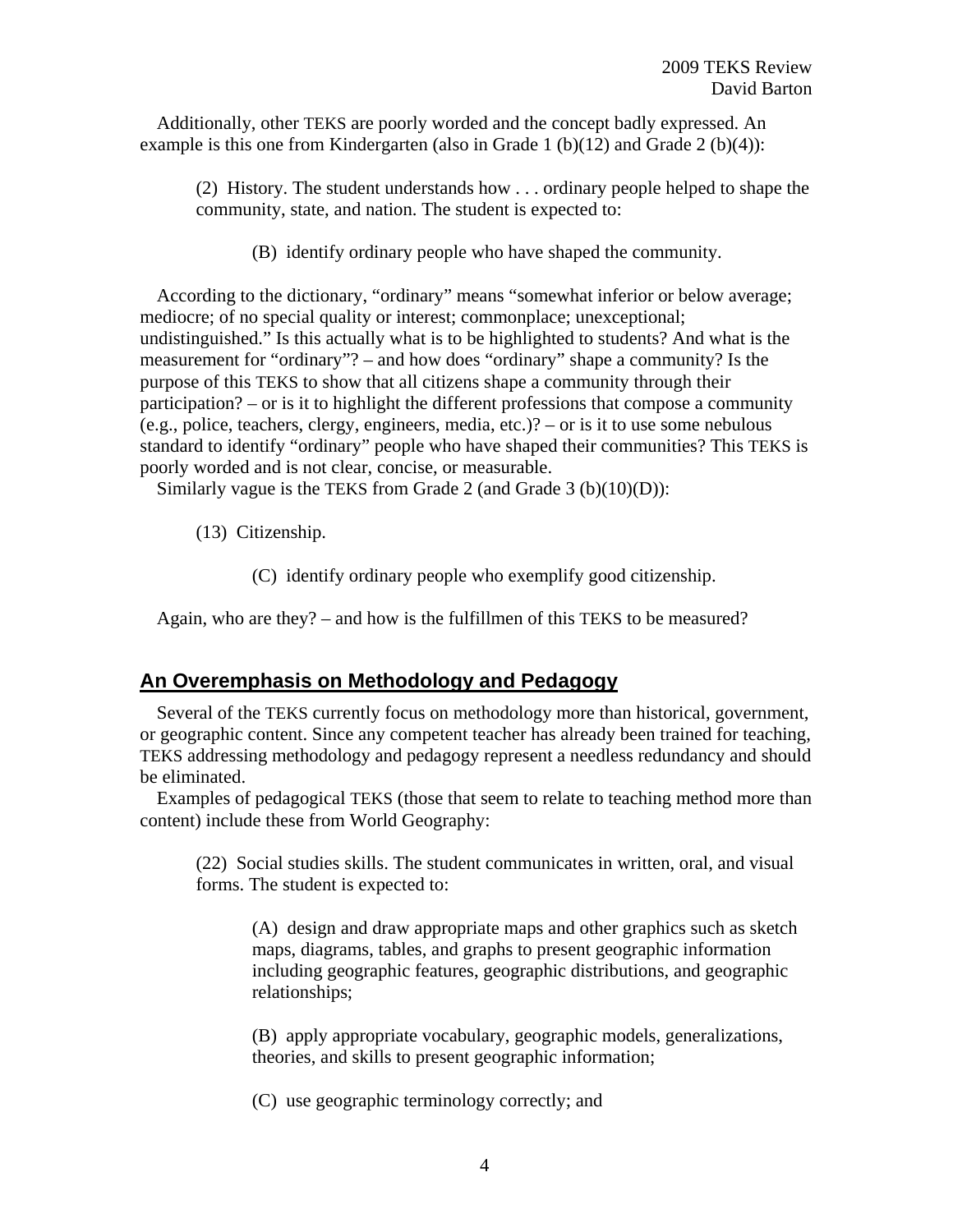Additionally, other TEKS are poorly worded and the concept badly expressed. An example is this one from Kindergarten (also in Grade 1 (b)(12) and Grade 2 (b)(4)):

> (2) History. The student understands how . . . ordinary people helped to shape the community, state, and nation. The student is expected to:
>
> > (B) identify ordinary people who have shaped the community.

According to the dictionary, "ordinary" means "somewhat inferior or below average; mediocre; of no special quality or interest; commonplace; unexceptional; undistinguished." Is this actually what is to be highlighted to students? And what is the measurement for "ordinary"? – and how does "ordinary" shape a community? Is the purpose of this TEKS to show that all citizens shape a community through their participation? – or is it to highlight the different professions that compose a community (e.g., police, teachers, clergy, engineers, media, etc.)? – or is it to use some nebulous standard to identify "ordinary" people who have shaped their communities? This TEKS is poorly worded and is not clear, concise, or measurable.

Similarly vague is the TEKS from Grade 2 (and Grade 3 (b)(10)(D)):

> (13) Citizenship.
>
> > (C) identify ordinary people who exemplify good citizenship.

Again, who are they? – and how is the fulfillmen of this TEKS to be measured?

## An Overemphasis on Methodology and Pedagogy

Several of the TEKS currently focus on methodology more than historical, government, or geographic content. Since any competent teacher has already been trained for teaching, TEKS addressing methodology and pedagogy represent a needless redundancy and should be eliminated.

Examples of pedagogical TEKS (those that seem to relate to teaching method more than content) include these from World Geography:

> (22) Social studies skills. The student communicates in written, oral, and visual forms. The student is expected to:
>
> > (A) design and draw appropriate maps and other graphics such as sketch maps, diagrams, tables, and graphs to present geographic information including geographic features, geographic distributions, and geographic relationships;
> >
> > (B) apply appropriate vocabulary, geographic models, generalizations, theories, and skills to present geographic information;
> >
> > (C) use geographic terminology correctly; and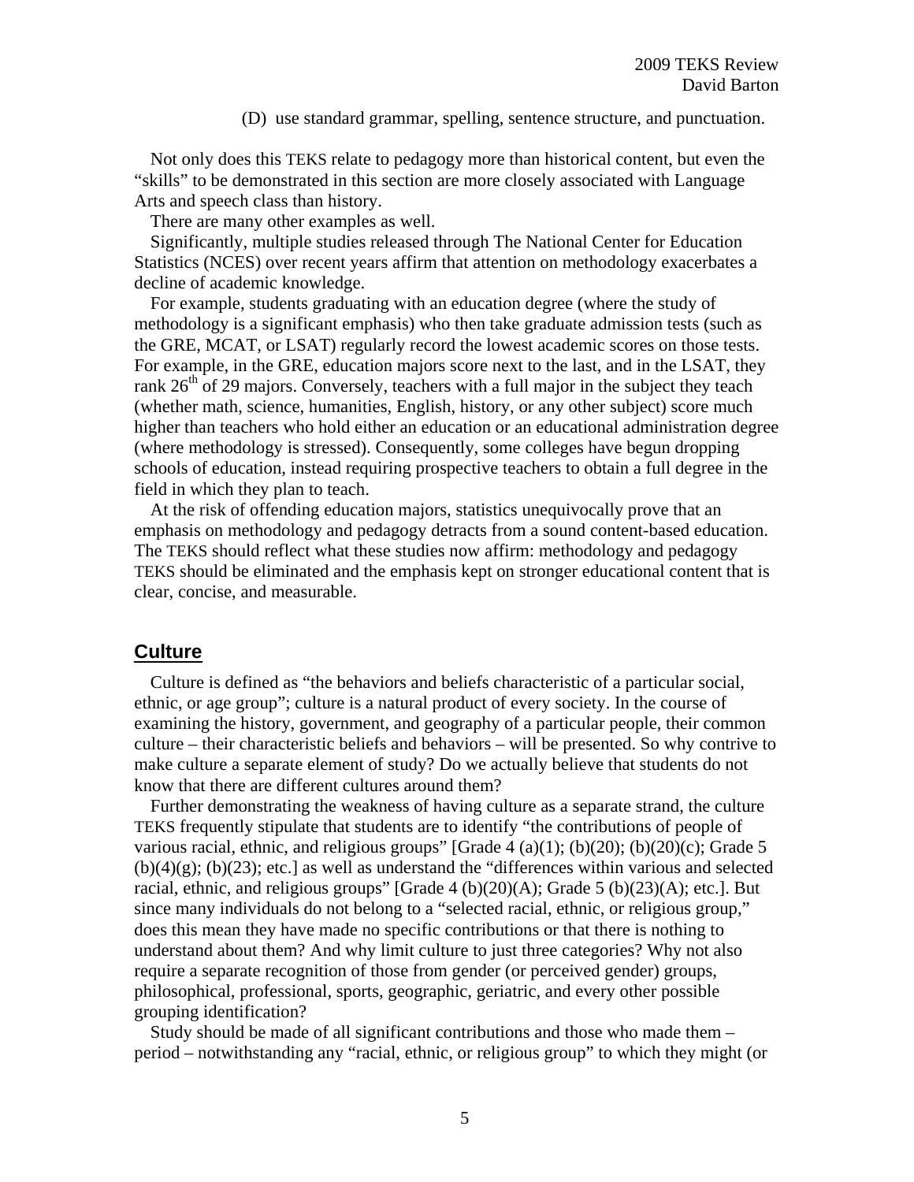(D) use standard grammar, spelling, sentence structure, and punctuation.

Not only does this TEKS relate to pedagogy more than historical content, but even the "skills" to be demonstrated in this section are more closely associated with Language Arts and speech class than history.

There are many other examples as well.

Significantly, multiple studies released through The National Center for Education Statistics (NCES) over recent years affirm that attention on methodology exacerbates a decline of academic knowledge.

For example, students graduating with an education degree (where the study of methodology is a significant emphasis) who then take graduate admission tests (such as the GRE, MCAT, or LSAT) regularly record the lowest academic scores on those tests. For example, in the GRE, education majors score next to the last, and in the LSAT, they rank 26th of 29 majors. Conversely, teachers with a full major in the subject they teach (whether math, science, humanities, English, history, or any other subject) score much higher than teachers who hold either an education or an educational administration degree (where methodology is stressed). Consequently, some colleges have begun dropping schools of education, instead requiring prospective teachers to obtain a full degree in the field in which they plan to teach.

At the risk of offending education majors, statistics unequivocally prove that an emphasis on methodology and pedagogy detracts from a sound content-based education. The TEKS should reflect what these studies now affirm: methodology and pedagogy TEKS should be eliminated and the emphasis kept on stronger educational content that is clear, concise, and measurable.

## Culture

Culture is defined as "the behaviors and beliefs characteristic of a particular social, ethnic, or age group"; culture is a natural product of every society. In the course of examining the history, government, and geography of a particular people, their common culture – their characteristic beliefs and behaviors – will be presented. So why contrive to make culture a separate element of study? Do we actually believe that students do not know that there are different cultures around them?

Further demonstrating the weakness of having culture as a separate strand, the culture TEKS frequently stipulate that students are to identify "the contributions of people of various racial, ethnic, and religious groups" [Grade 4 (a)(1); (b)(20); (b)(20)(c); Grade 5 (b)(4)(g); (b)(23); etc.] as well as understand the "differences within various and selected racial, ethnic, and religious groups" [Grade 4 (b)(20)(A); Grade 5 (b)(23)(A); etc.]. But since many individuals do not belong to a "selected racial, ethnic, or religious group," does this mean they have made no specific contributions or that there is nothing to understand about them? And why limit culture to just three categories? Why not also require a separate recognition of those from gender (or perceived gender) groups, philosophical, professional, sports, geographic, geriatric, and every other possible grouping identification?

Study should be made of all significant contributions and those who made them – period – notwithstanding any "racial, ethnic, or religious group" to which they might (or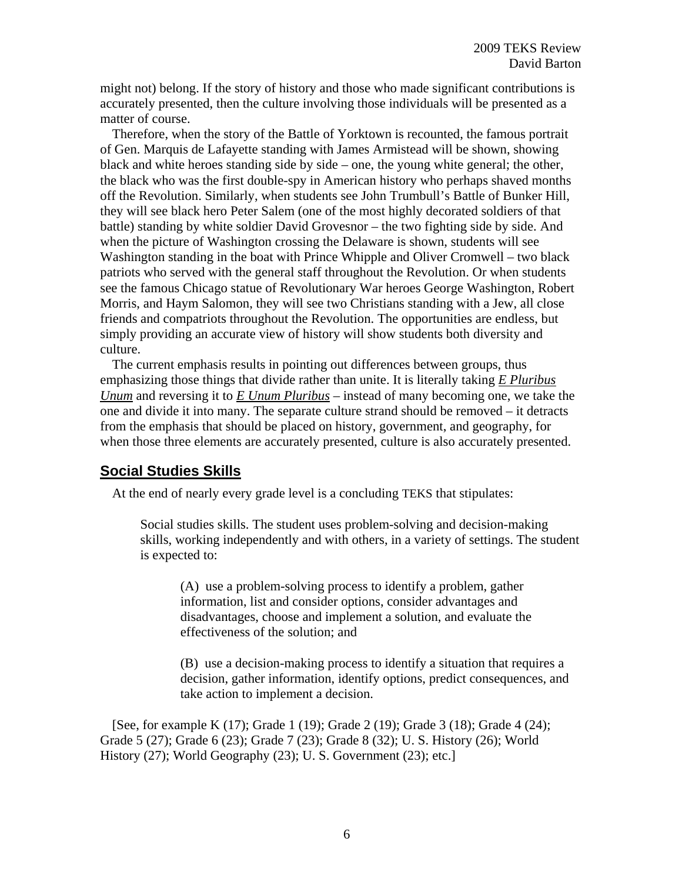might not) belong. If the story of history and those who made significant contributions is accurately presented, then the culture involving those individuals will be presented as a matter of course.

Therefore, when the story of the Battle of Yorktown is recounted, the famous portrait of Gen. Marquis de Lafayette standing with James Armistead will be shown, showing black and white heroes standing side by side – one, the young white general; the other, the black who was the first double-spy in American history who perhaps shaved months off the Revolution. Similarly, when students see John Trumbull's Battle of Bunker Hill, they will see black hero Peter Salem (one of the most highly decorated soldiers of that battle) standing by white soldier David Grovesnor – the two fighting side by side. And when the picture of Washington crossing the Delaware is shown, students will see Washington standing in the boat with Prince Whipple and Oliver Cromwell – two black patriots who served with the general staff throughout the Revolution. Or when students see the famous Chicago statue of Revolutionary War heroes George Washington, Robert Morris, and Haym Salomon, they will see two Christians standing with a Jew, all close friends and compatriots throughout the Revolution. The opportunities are endless, but simply providing an accurate view of history will show students both diversity and culture.

The current emphasis results in pointing out differences between groups, thus emphasizing those things that divide rather than unite. It is literally taking ***E Pluribus Unum*** and reversing it to ***E Unum Pluribus*** – instead of many becoming one, we take the one and divide it into many. The separate culture strand should be removed – it detracts from the emphasis that should be placed on history, government, and geography, for when those three elements are accurately presented, culture is also accurately presented.

## Social Studies Skills

At the end of nearly every grade level is a concluding TEKS that stipulates:

> Social studies skills. The student uses problem-solving and decision-making skills, working independently and with others, in a variety of settings. The student is expected to:
>
> > (A) use a problem-solving process to identify a problem, gather information, list and consider options, consider advantages and disadvantages, choose and implement a solution, and evaluate the effectiveness of the solution; and
> >
> > (B) use a decision-making process to identify a situation that requires a decision, gather information, identify options, predict consequences, and take action to implement a decision.

[See, for example K (17); Grade 1 (19); Grade 2 (19); Grade 3 (18); Grade 4 (24); Grade 5 (27); Grade 6 (23); Grade 7 (23); Grade 8 (32); U. S. History (26); World History (27); World Geography (23); U. S. Government (23); etc.]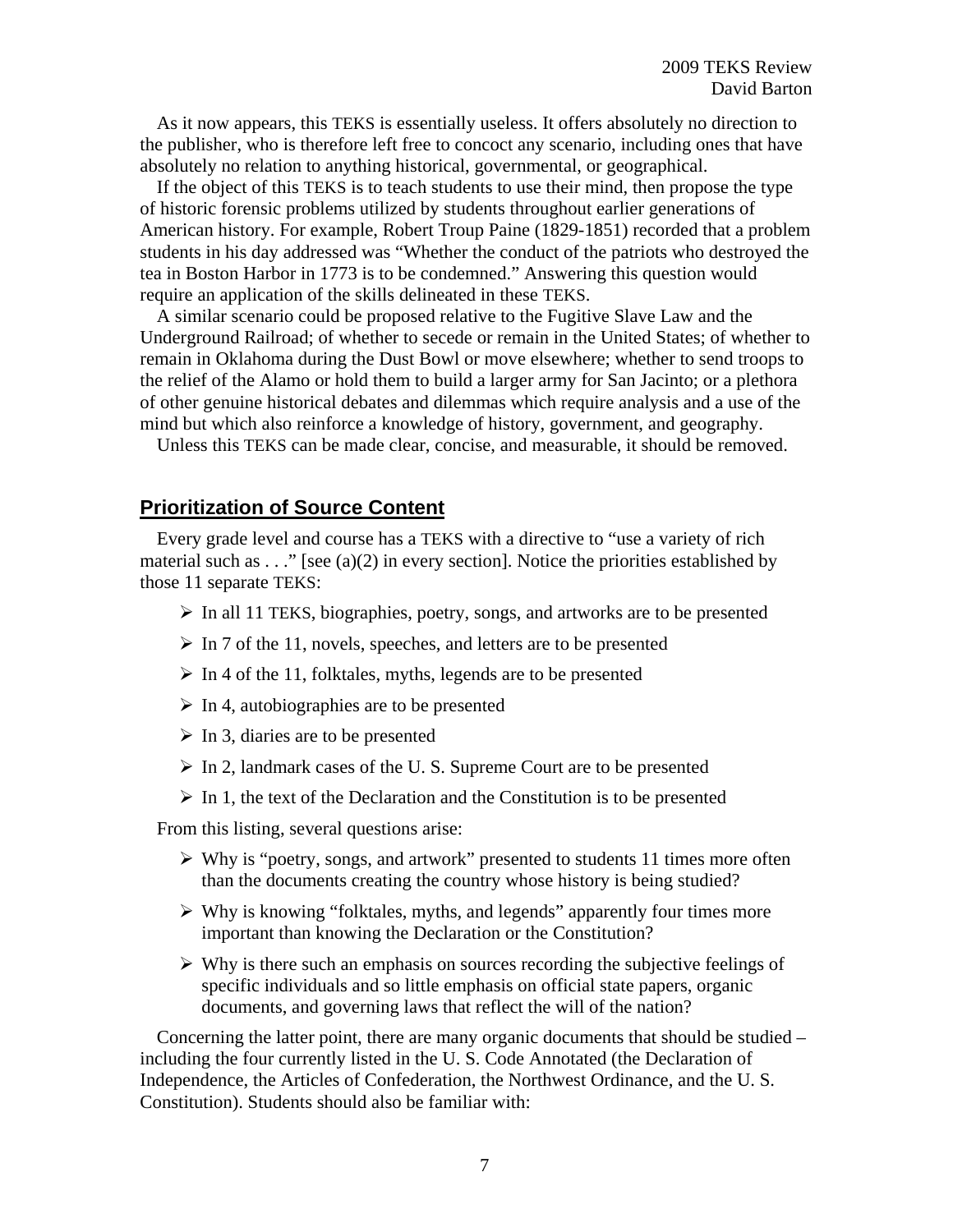As it now appears, this TEKS is essentially useless. It offers absolutely no direction to the publisher, who is therefore left free to concoct any scenario, including ones that have absolutely no relation to anything historical, governmental, or geographical.

If the object of this TEKS is to teach students to use their mind, then propose the type of historic forensic problems utilized by students throughout earlier generations of American history. For example, Robert Troup Paine (1829-1851) recorded that a problem students in his day addressed was "Whether the conduct of the patriots who destroyed the tea in Boston Harbor in 1773 is to be condemned." Answering this question would require an application of the skills delineated in these TEKS.

A similar scenario could be proposed relative to the Fugitive Slave Law and the Underground Railroad; of whether to secede or remain in the United States; of whether to remain in Oklahoma during the Dust Bowl or move elsewhere; whether to send troops to the relief of the Alamo or hold them to build a larger army for San Jacinto; or a plethora of other genuine historical debates and dilemmas which require analysis and a use of the mind but which also reinforce a knowledge of history, government, and geography.

Unless this TEKS can be made clear, concise, and measurable, it should be removed.

## Prioritization of Source Content

Every grade level and course has a TEKS with a directive to "use a variety of rich material such as . . ." [see (a)(2) in every section]. Notice the priorities established by those 11 separate TEKS:

- In all 11 TEKS, biographies, poetry, songs, and artworks are to be presented
- In 7 of the 11, novels, speeches, and letters are to be presented
- In 4 of the 11, folktales, myths, legends are to be presented
- In 4, autobiographies are to be presented
- In 3, diaries are to be presented
- In 2, landmark cases of the U. S. Supreme Court are to be presented
- In 1, the text of the Declaration and the Constitution is to be presented

From this listing, several questions arise:

- Why is "poetry, songs, and artwork" presented to students 11 times more often than the documents creating the country whose history is being studied?
- Why is knowing "folktales, myths, and legends" apparently four times more important than knowing the Declaration or the Constitution?
- Why is there such an emphasis on sources recording the subjective feelings of specific individuals and so little emphasis on official state papers, organic documents, and governing laws that reflect the will of the nation?

Concerning the latter point, there are many organic documents that should be studied – including the four currently listed in the U. S. Code Annotated (the Declaration of Independence, the Articles of Confederation, the Northwest Ordinance, and the U. S. Constitution). Students should also be familiar with: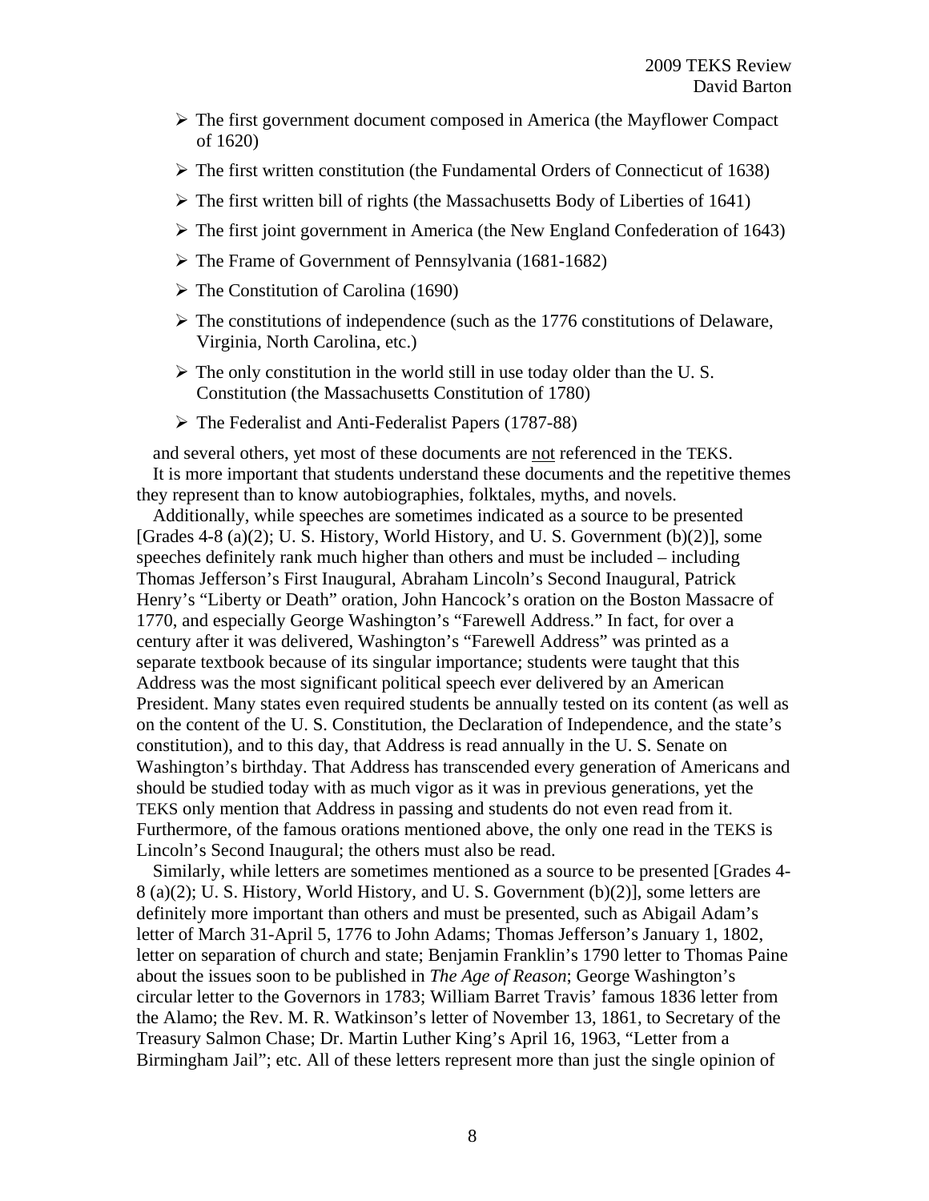- The first government document composed in America (the Mayflower Compact of 1620)
- The first written constitution (the Fundamental Orders of Connecticut of 1638)
- The first written bill of rights (the Massachusetts Body of Liberties of 1641)
- The first joint government in America (the New England Confederation of 1643)
- The Frame of Government of Pennsylvania (1681-1682)
- The Constitution of Carolina (1690)
- The constitutions of independence (such as the 1776 constitutions of Delaware, Virginia, North Carolina, etc.)
- The only constitution in the world still in use today older than the U. S. Constitution (the Massachusetts Constitution of 1780)
- The Federalist and Anti-Federalist Papers (1787-88)

and several others, yet most of these documents are <u>not</u> referenced in the TEKS.

It is more important that students understand these documents and the repetitive themes they represent than to know autobiographies, folktales, myths, and novels.

Additionally, while speeches are sometimes indicated as a source to be presented [Grades 4-8 (a)(2); U. S. History, World History, and U. S. Government (b)(2)], some speeches definitely rank much higher than others and must be included – including Thomas Jefferson's First Inaugural, Abraham Lincoln's Second Inaugural, Patrick Henry's "Liberty or Death" oration, John Hancock's oration on the Boston Massacre of 1770, and especially George Washington's "Farewell Address." In fact, for over a century after it was delivered, Washington's "Farewell Address" was printed as a separate textbook because of its singular importance; students were taught that this Address was the most significant political speech ever delivered by an American President. Many states even required students be annually tested on its content (as well as on the content of the U. S. Constitution, the Declaration of Independence, and the state's constitution), and to this day, that Address is read annually in the U. S. Senate on Washington's birthday. That Address has transcended every generation of Americans and should be studied today with as much vigor as it was in previous generations, yet the TEKS only mention that Address in passing and students do not even read from it. Furthermore, of the famous orations mentioned above, the only one read in the TEKS is Lincoln's Second Inaugural; the others must also be read.

Similarly, while letters are sometimes mentioned as a source to be presented [Grades 4-8 (a)(2); U. S. History, World History, and U. S. Government (b)(2)], some letters are definitely more important than others and must be presented, such as Abigail Adam's letter of March 31-April 5, 1776 to John Adams; Thomas Jefferson's January 1, 1802, letter on separation of church and state; Benjamin Franklin's 1790 letter to Thomas Paine about the issues soon to be published in *The Age of Reason*; George Washington's circular letter to the Governors in 1783; William Barret Travis' famous 1836 letter from the Alamo; the Rev. M. R. Watkinson's letter of November 13, 1861, to Secretary of the Treasury Salmon Chase; Dr. Martin Luther King's April 16, 1963, "Letter from a Birmingham Jail"; etc. All of these letters represent more than just the single opinion of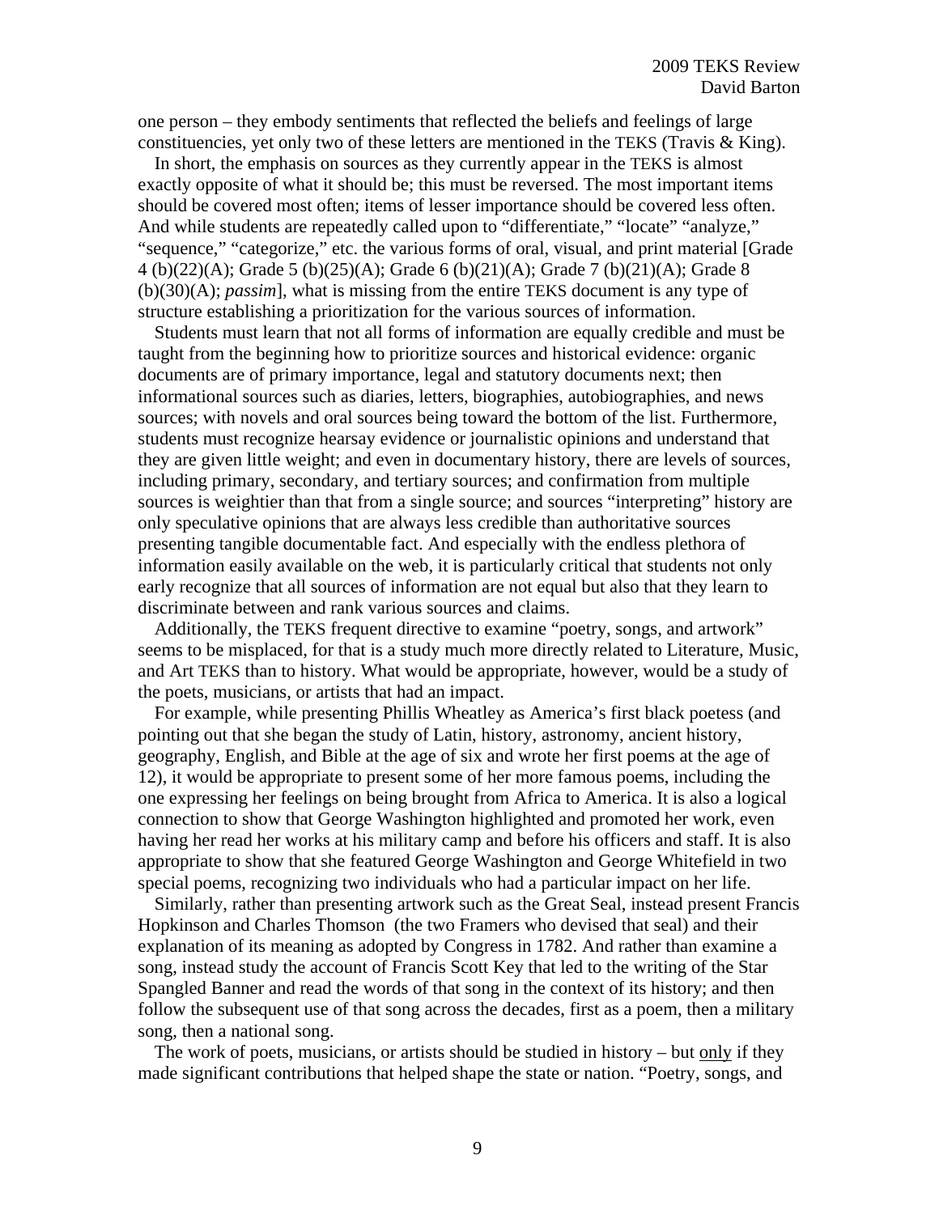one person – they embody sentiments that reflected the beliefs and feelings of large constituencies, yet only two of these letters are mentioned in the TEKS (Travis & King).

In short, the emphasis on sources as they currently appear in the TEKS is almost exactly opposite of what it should be; this must be reversed. The most important items should be covered most often; items of lesser importance should be covered less often. And while students are repeatedly called upon to "differentiate," "locate" "analyze," "sequence," "categorize," etc. the various forms of oral, visual, and print material [Grade 4 (b)(22)(A); Grade 5 (b)(25)(A); Grade 6 (b)(21)(A); Grade 7 (b)(21)(A); Grade 8 (b)(30)(A); *passim*], what is missing from the entire TEKS document is any type of structure establishing a prioritization for the various sources of information.

Students must learn that not all forms of information are equally credible and must be taught from the beginning how to prioritize sources and historical evidence: organic documents are of primary importance, legal and statutory documents next; then informational sources such as diaries, letters, biographies, autobiographies, and news sources; with novels and oral sources being toward the bottom of the list. Furthermore, students must recognize hearsay evidence or journalistic opinions and understand that they are given little weight; and even in documentary history, there are levels of sources, including primary, secondary, and tertiary sources; and confirmation from multiple sources is weightier than that from a single source; and sources "interpreting" history are only speculative opinions that are always less credible than authoritative sources presenting tangible documentable fact. And especially with the endless plethora of information easily available on the web, it is particularly critical that students not only early recognize that all sources of information are not equal but also that they learn to discriminate between and rank various sources and claims.

Additionally, the TEKS frequent directive to examine "poetry, songs, and artwork" seems to be misplaced, for that is a study much more directly related to Literature, Music, and Art TEKS than to history. What would be appropriate, however, would be a study of the poets, musicians, or artists that had an impact.

For example, while presenting Phillis Wheatley as America's first black poetess (and pointing out that she began the study of Latin, history, astronomy, ancient history, geography, English, and Bible at the age of six and wrote her first poems at the age of 12), it would be appropriate to present some of her more famous poems, including the one expressing her feelings on being brought from Africa to America. It is also a logical connection to show that George Washington highlighted and promoted her work, even having her read her works at his military camp and before his officers and staff. It is also appropriate to show that she featured George Washington and George Whitefield in two special poems, recognizing two individuals who had a particular impact on her life.

Similarly, rather than presenting artwork such as the Great Seal, instead present Francis Hopkinson and Charles Thomson (the two Framers who devised that seal) and their explanation of its meaning as adopted by Congress in 1782. And rather than examine a song, instead study the account of Francis Scott Key that led to the writing of the Star Spangled Banner and read the words of that song in the context of its history; and then follow the subsequent use of that song across the decades, first as a poem, then a military song, then a national song.

The work of poets, musicians, or artists should be studied in history – but <u>only</u> if they made significant contributions that helped shape the state or nation. "Poetry, songs, and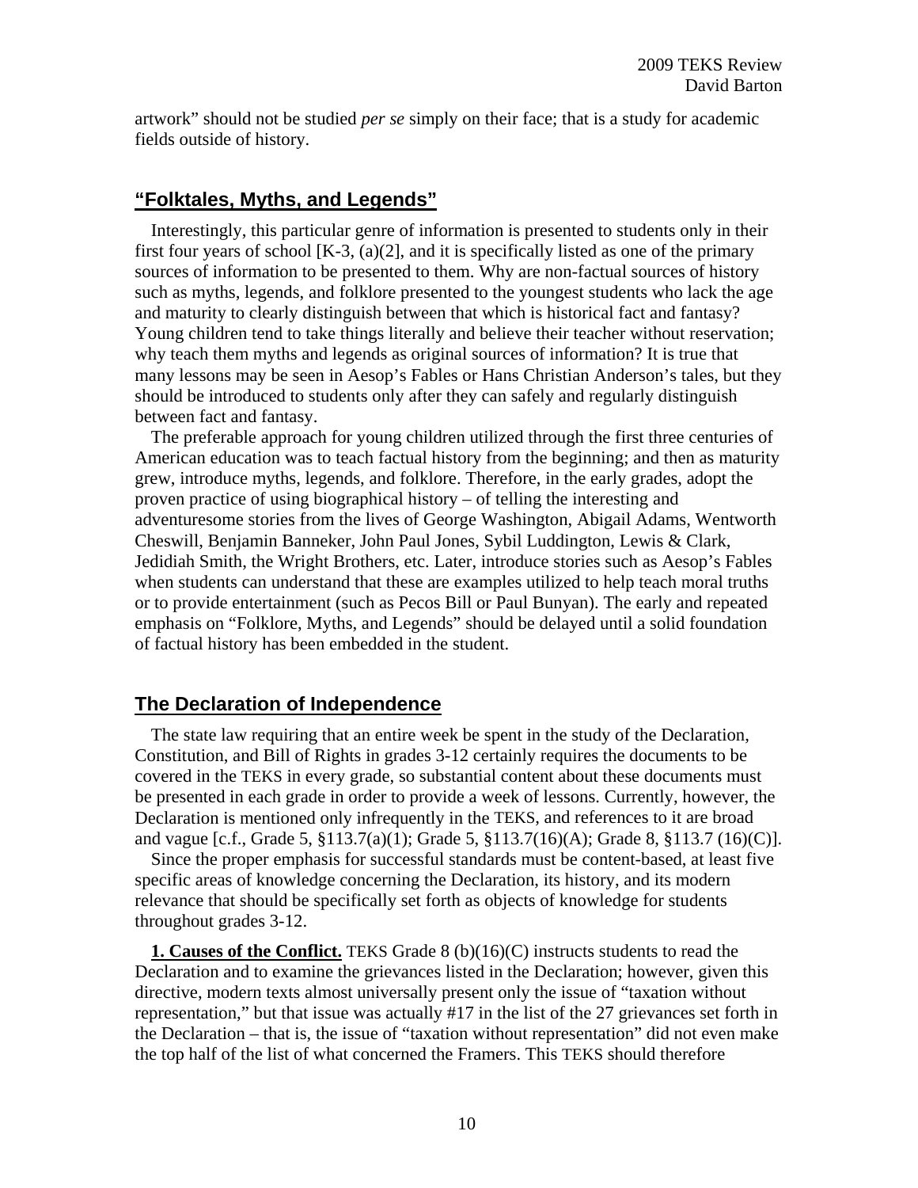artwork" should not be studied *per se* simply on their face; that is a study for academic fields outside of history.

## "Folktales, Myths, and Legends"

Interestingly, this particular genre of information is presented to students only in their first four years of school [K-3, (a)(2], and it is specifically listed as one of the primary sources of information to be presented to them. Why are non-factual sources of history such as myths, legends, and folklore presented to the youngest students who lack the age and maturity to clearly distinguish between that which is historical fact and fantasy? Young children tend to take things literally and believe their teacher without reservation; why teach them myths and legends as original sources of information? It is true that many lessons may be seen in Aesop's Fables or Hans Christian Anderson's tales, but they should be introduced to students only after they can safely and regularly distinguish between fact and fantasy.

The preferable approach for young children utilized through the first three centuries of American education was to teach factual history from the beginning; and then as maturity grew, introduce myths, legends, and folklore. Therefore, in the early grades, adopt the proven practice of using biographical history – of telling the interesting and adventuresome stories from the lives of George Washington, Abigail Adams, Wentworth Cheswill, Benjamin Banneker, John Paul Jones, Sybil Luddington, Lewis & Clark, Jedidiah Smith, the Wright Brothers, etc. Later, introduce stories such as Aesop's Fables when students can understand that these are examples utilized to help teach moral truths or to provide entertainment (such as Pecos Bill or Paul Bunyan). The early and repeated emphasis on "Folklore, Myths, and Legends" should be delayed until a solid foundation of factual history has been embedded in the student.

## The Declaration of Independence

The state law requiring that an entire week be spent in the study of the Declaration, Constitution, and Bill of Rights in grades 3-12 certainly requires the documents to be covered in the TEKS in every grade, so substantial content about these documents must be presented in each grade in order to provide a week of lessons. Currently, however, the Declaration is mentioned only infrequently in the TEKS, and references to it are broad and vague [c.f., Grade 5, §113.7(a)(1); Grade 5, §113.7(16)(A); Grade 8, §113.7 (16)(C)].

Since the proper emphasis for successful standards must be content-based, at least five specific areas of knowledge concerning the Declaration, its history, and its modern relevance that should be specifically set forth as objects of knowledge for students throughout grades 3-12.

**1. Causes of the Conflict.** TEKS Grade 8 (b)(16)(C) instructs students to read the Declaration and to examine the grievances listed in the Declaration; however, given this directive, modern texts almost universally present only the issue of "taxation without representation," but that issue was actually #17 in the list of the 27 grievances set forth in the Declaration – that is, the issue of "taxation without representation" did not even make the top half of the list of what concerned the Framers. This TEKS should therefore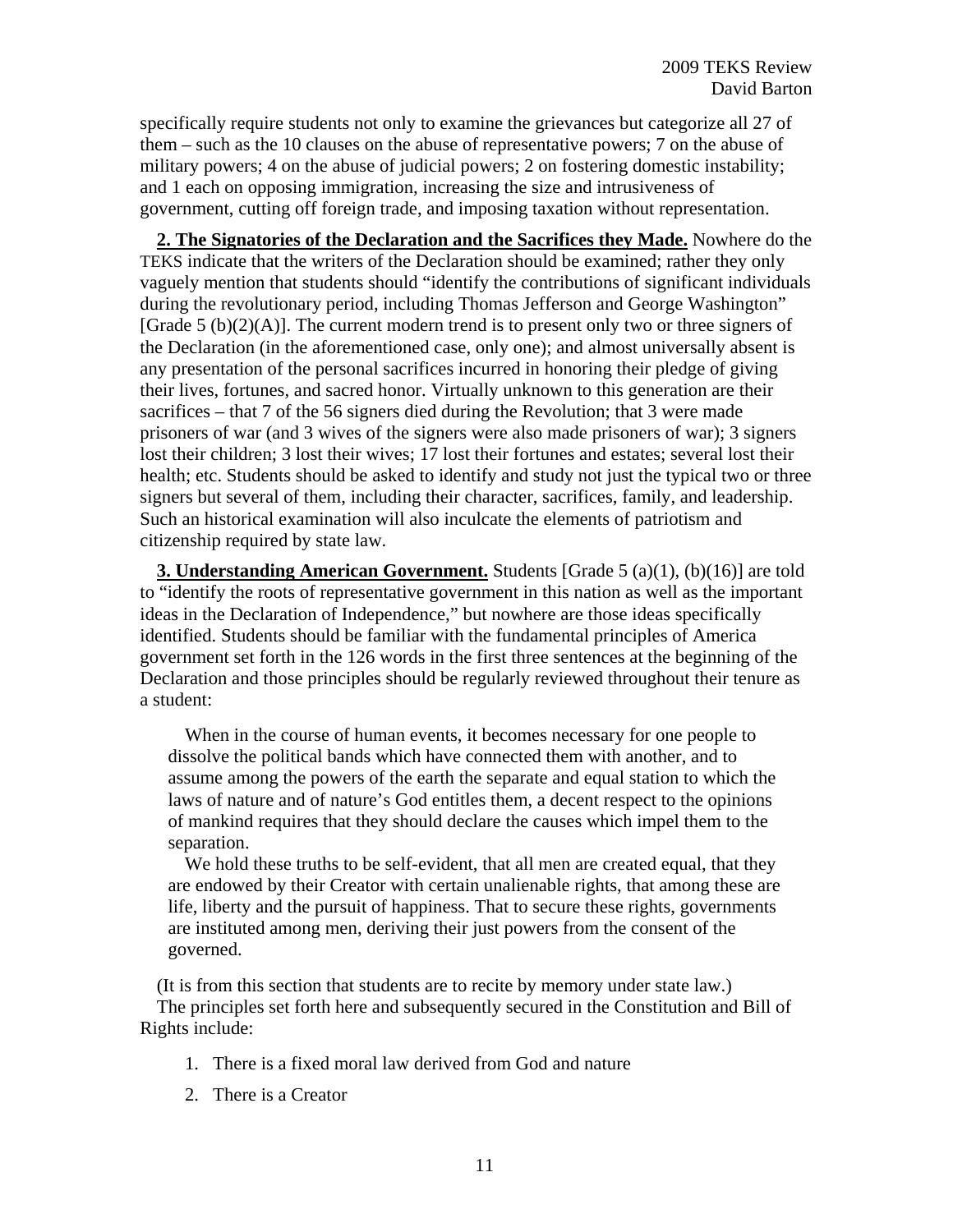specifically require students not only to examine the grievances but categorize all 27 of them – such as the 10 clauses on the abuse of representative powers; 7 on the abuse of military powers; 4 on the abuse of judicial powers; 2 on fostering domestic instability; and 1 each on opposing immigration, increasing the size and intrusiveness of government, cutting off foreign trade, and imposing taxation without representation.

**2. The Signatories of the Declaration and the Sacrifices they Made.** Nowhere do the TEKS indicate that the writers of the Declaration should be examined; rather they only vaguely mention that students should "identify the contributions of significant individuals during the revolutionary period, including Thomas Jefferson and George Washington" [Grade 5 (b)(2)(A)]. The current modern trend is to present only two or three signers of the Declaration (in the aforementioned case, only one); and almost universally absent is any presentation of the personal sacrifices incurred in honoring their pledge of giving their lives, fortunes, and sacred honor. Virtually unknown to this generation are their sacrifices – that 7 of the 56 signers died during the Revolution; that 3 were made prisoners of war (and 3 wives of the signers were also made prisoners of war); 3 signers lost their children; 3 lost their wives; 17 lost their fortunes and estates; several lost their health; etc. Students should be asked to identify and study not just the typical two or three signers but several of them, including their character, sacrifices, family, and leadership. Such an historical examination will also inculcate the elements of patriotism and citizenship required by state law.

**3. Understanding American Government.** Students [Grade 5 (a)(1), (b)(16)] are told to "identify the roots of representative government in this nation as well as the important ideas in the Declaration of Independence," but nowhere are those ideas specifically identified. Students should be familiar with the fundamental principles of America government set forth in the 126 words in the first three sentences at the beginning of the Declaration and those principles should be regularly reviewed throughout their tenure as a student:

> When in the course of human events, it becomes necessary for one people to dissolve the political bands which have connected them with another, and to assume among the powers of the earth the separate and equal station to which the laws of nature and of nature's God entitles them, a decent respect to the opinions of mankind requires that they should declare the causes which impel them to the separation.
>
> We hold these truths to be self-evident, that all men are created equal, that they are endowed by their Creator with certain unalienable rights, that among these are life, liberty and the pursuit of happiness. That to secure these rights, governments are instituted among men, deriving their just powers from the consent of the governed.

(It is from this section that students are to recite by memory under state law.)

The principles set forth here and subsequently secured in the Constitution and Bill of Rights include:

1. There is a fixed moral law derived from God and nature
2. There is a Creator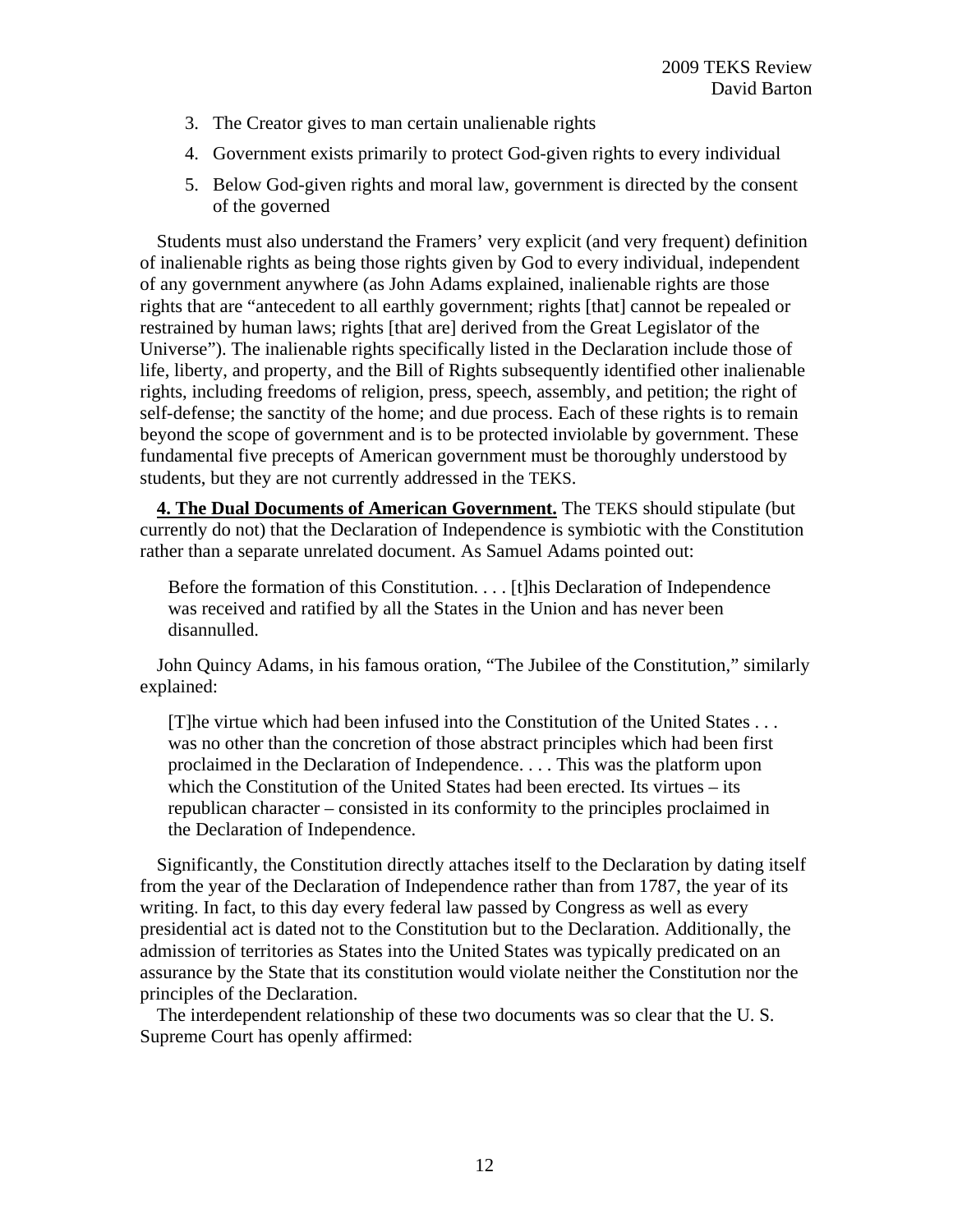3. The Creator gives to man certain unalienable rights
4. Government exists primarily to protect God-given rights to every individual
5. Below God-given rights and moral law, government is directed by the consent of the governed

Students must also understand the Framers' very explicit (and very frequent) definition of inalienable rights as being those rights given by God to every individual, independent of any government anywhere (as John Adams explained, inalienable rights are those rights that are "antecedent to all earthly government; rights [that] cannot be repealed or restrained by human laws; rights [that are] derived from the Great Legislator of the Universe"). The inalienable rights specifically listed in the Declaration include those of life, liberty, and property, and the Bill of Rights subsequently identified other inalienable rights, including freedoms of religion, press, speech, assembly, and petition; the right of self-defense; the sanctity of the home; and due process. Each of these rights is to remain beyond the scope of government and is to be protected inviolable by government. These fundamental five precepts of American government must be thoroughly understood by students, but they are not currently addressed in the TEKS.

**4. The Dual Documents of American Government.** The TEKS should stipulate (but currently do not) that the Declaration of Independence is symbiotic with the Constitution rather than a separate unrelated document. As Samuel Adams pointed out:

> Before the formation of this Constitution. . . . [t]his Declaration of Independence was received and ratified by all the States in the Union and has never been disannulled.

John Quincy Adams, in his famous oration, "The Jubilee of the Constitution," similarly explained:

> [T]he virtue which had been infused into the Constitution of the United States . . . was no other than the concretion of those abstract principles which had been first proclaimed in the Declaration of Independence. . . . This was the platform upon which the Constitution of the United States had been erected. Its virtues – its republican character – consisted in its conformity to the principles proclaimed in the Declaration of Independence.

Significantly, the Constitution directly attaches itself to the Declaration by dating itself from the year of the Declaration of Independence rather than from 1787, the year of its writing. In fact, to this day every federal law passed by Congress as well as every presidential act is dated not to the Constitution but to the Declaration. Additionally, the admission of territories as States into the United States was typically predicated on an assurance by the State that its constitution would violate neither the Constitution nor the principles of the Declaration.

The interdependent relationship of these two documents was so clear that the U. S. Supreme Court has openly affirmed: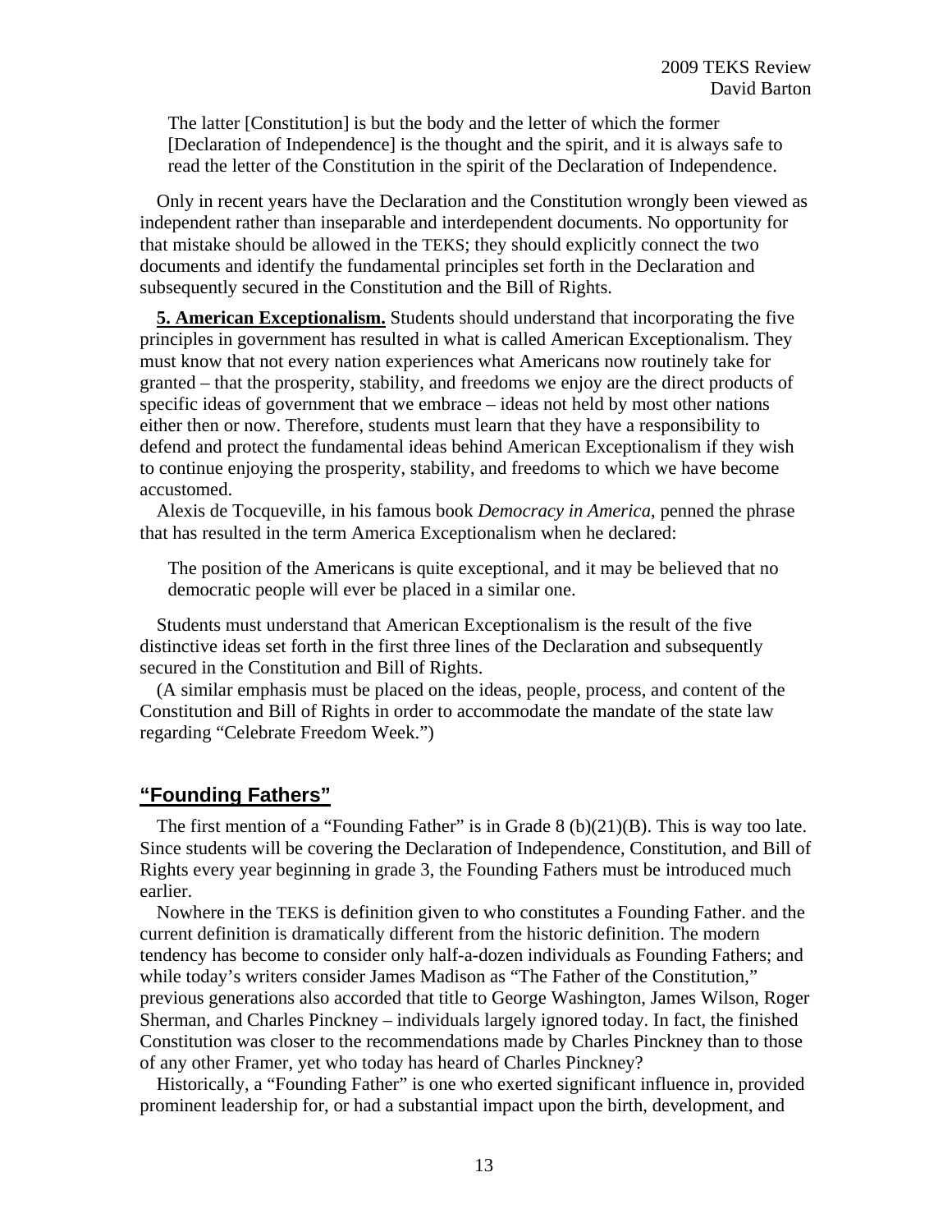> The latter [Constitution] is but the body and the letter of which the former [Declaration of Independence] is the thought and the spirit, and it is always safe to read the letter of the Constitution in the spirit of the Declaration of Independence.

Only in recent years have the Declaration and the Constitution wrongly been viewed as independent rather than inseparable and interdependent documents. No opportunity for that mistake should be allowed in the TEKS; they should explicitly connect the two documents and identify the fundamental principles set forth in the Declaration and subsequently secured in the Constitution and the Bill of Rights.

**5. American Exceptionalism.** Students should understand that incorporating the five principles in government has resulted in what is called American Exceptionalism. They must know that not every nation experiences what Americans now routinely take for granted – that the prosperity, stability, and freedoms we enjoy are the direct products of specific ideas of government that we embrace – ideas not held by most other nations either then or now. Therefore, students must learn that they have a responsibility to defend and protect the fundamental ideas behind American Exceptionalism if they wish to continue enjoying the prosperity, stability, and freedoms to which we have become accustomed.

Alexis de Tocqueville, in his famous book *Democracy in America*, penned the phrase that has resulted in the term America Exceptionalism when he declared:

> The position of the Americans is quite exceptional, and it may be believed that no democratic people will ever be placed in a similar one.

Students must understand that American Exceptionalism is the result of the five distinctive ideas set forth in the first three lines of the Declaration and subsequently secured in the Constitution and Bill of Rights.

(A similar emphasis must be placed on the ideas, people, process, and content of the Constitution and Bill of Rights in order to accommodate the mandate of the state law regarding "Celebrate Freedom Week.")

## "Founding Fathers"

The first mention of a "Founding Father" is in Grade 8 (b)(21)(B). This is way too late. Since students will be covering the Declaration of Independence, Constitution, and Bill of Rights every year beginning in grade 3, the Founding Fathers must be introduced much earlier.

Nowhere in the TEKS is definition given to who constitutes a Founding Father. and the current definition is dramatically different from the historic definition. The modern tendency has become to consider only half-a-dozen individuals as Founding Fathers; and while today's writers consider James Madison as "The Father of the Constitution," previous generations also accorded that title to George Washington, James Wilson, Roger Sherman, and Charles Pinckney – individuals largely ignored today. In fact, the finished Constitution was closer to the recommendations made by Charles Pinckney than to those of any other Framer, yet who today has heard of Charles Pinckney?

Historically, a "Founding Father" is one who exerted significant influence in, provided prominent leadership for, or had a substantial impact upon the birth, development, and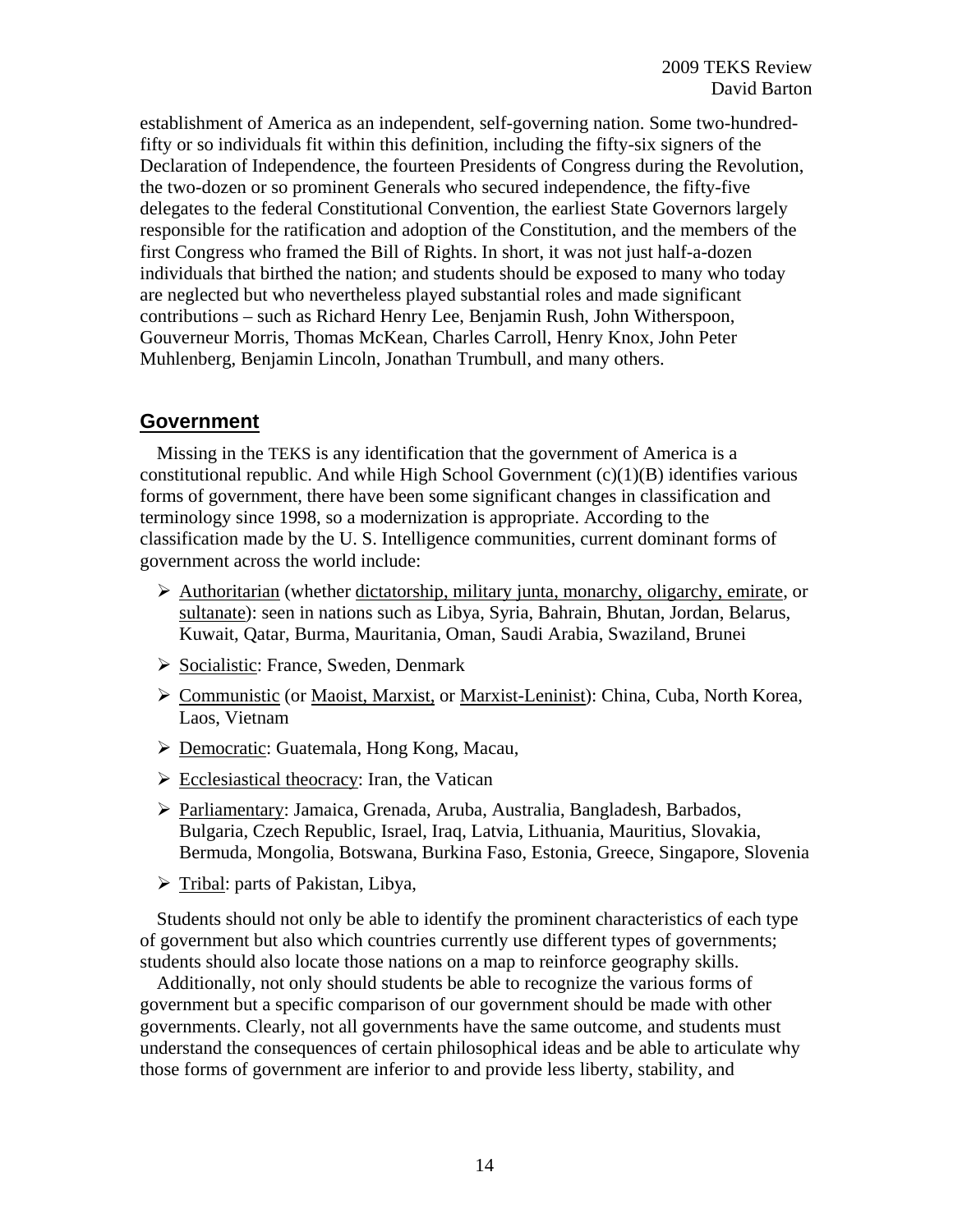establishment of America as an independent, self-governing nation. Some two-hundred-fifty or so individuals fit within this definition, including the fifty-six signers of the Declaration of Independence, the fourteen Presidents of Congress during the Revolution, the two-dozen or so prominent Generals who secured independence, the fifty-five delegates to the federal Constitutional Convention, the earliest State Governors largely responsible for the ratification and adoption of the Constitution, and the members of the first Congress who framed the Bill of Rights. In short, it was not just half-a-dozen individuals that birthed the nation; and students should be exposed to many who today are neglected but who nevertheless played substantial roles and made significant contributions – such as Richard Henry Lee, Benjamin Rush, John Witherspoon, Gouverneur Morris, Thomas McKean, Charles Carroll, Henry Knox, John Peter Muhlenberg, Benjamin Lincoln, Jonathan Trumbull, and many others.

## Government

Missing in the TEKS is any identification that the government of America is a constitutional republic. And while High School Government (c)(1)(B) identifies various forms of government, there have been some significant changes in classification and terminology since 1998, so a modernization is appropriate. According to the classification made by the U. S. Intelligence communities, current dominant forms of government across the world include:

- Authoritarian (whether dictatorship, military junta, monarchy, oligarchy, emirate, or sultanate): seen in nations such as Libya, Syria, Bahrain, Bhutan, Jordan, Belarus, Kuwait, Qatar, Burma, Mauritania, Oman, Saudi Arabia, Swaziland, Brunei
- Socialistic: France, Sweden, Denmark
- Communistic (or Maoist, Marxist, or Marxist-Leninist): China, Cuba, North Korea, Laos, Vietnam
- Democratic: Guatemala, Hong Kong, Macau,
- Ecclesiastical theocracy: Iran, the Vatican
- Parliamentary: Jamaica, Grenada, Aruba, Australia, Bangladesh, Barbados, Bulgaria, Czech Republic, Israel, Iraq, Latvia, Lithuania, Mauritius, Slovakia, Bermuda, Mongolia, Botswana, Burkina Faso, Estonia, Greece, Singapore, Slovenia
- Tribal: parts of Pakistan, Libya,

Students should not only be able to identify the prominent characteristics of each type of government but also which countries currently use different types of governments; students should also locate those nations on a map to reinforce geography skills.

Additionally, not only should students be able to recognize the various forms of government but a specific comparison of our government should be made with other governments. Clearly, not all governments have the same outcome, and students must understand the consequences of certain philosophical ideas and be able to articulate why those forms of government are inferior to and provide less liberty, stability, and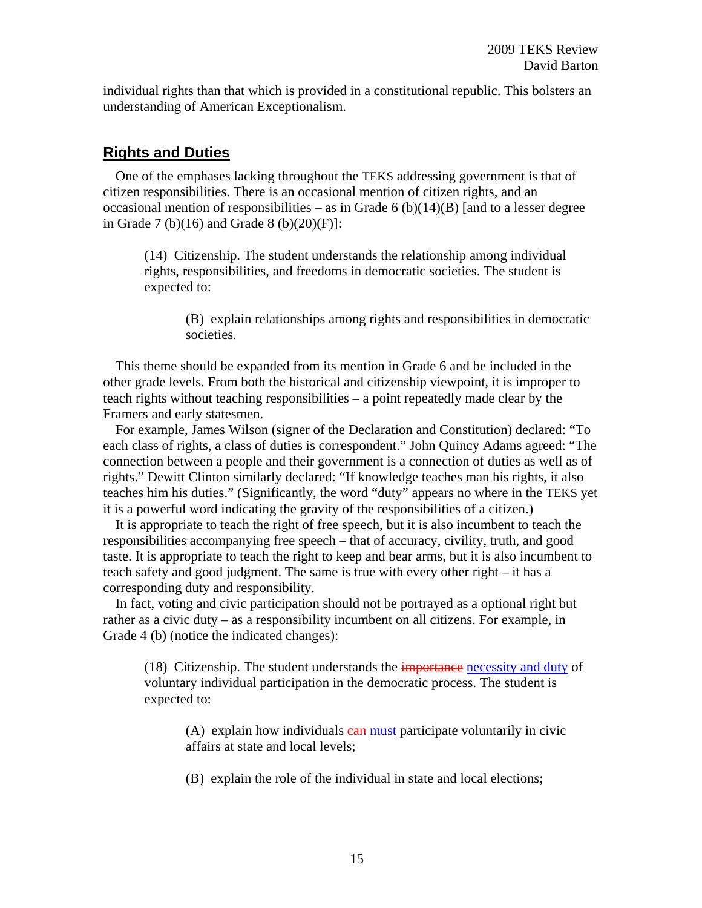individual rights than that which is provided in a constitutional republic. This bolsters an understanding of American Exceptionalism.

## Rights and Duties

One of the emphases lacking throughout the TEKS addressing government is that of citizen responsibilities. There is an occasional mention of citizen rights, and an occasional mention of responsibilities – as in Grade 6 (b)(14)(B) [and to a lesser degree in Grade 7 (b)(16) and Grade 8 (b)(20)(F)]:

> (14) Citizenship. The student understands the relationship among individual rights, responsibilities, and freedoms in democratic societies. The student is expected to:
>
> > (B) explain relationships among rights and responsibilities in democratic societies.

This theme should be expanded from its mention in Grade 6 and be included in the other grade levels. From both the historical and citizenship viewpoint, it is improper to teach rights without teaching responsibilities – a point repeatedly made clear by the Framers and early statesmen.

For example, James Wilson (signer of the Declaration and Constitution) declared: "To each class of rights, a class of duties is correspondent." John Quincy Adams agreed: "The connection between a people and their government is a connection of duties as well as of rights." Dewitt Clinton similarly declared: "If knowledge teaches man his rights, it also teaches him his duties." (Significantly, the word "duty" appears no where in the TEKS yet it is a powerful word indicating the gravity of the responsibilities of a citizen.)

It is appropriate to teach the right of free speech, but it is also incumbent to teach the responsibilities accompanying free speech – that of accuracy, civility, truth, and good taste. It is appropriate to teach the right to keep and bear arms, but it is also incumbent to teach safety and good judgment. The same is true with every other right – it has a corresponding duty and responsibility.

In fact, voting and civic participation should not be portrayed as a optional right but rather as a civic duty – as a responsibility incumbent on all citizens. For example, in Grade 4 (b) (notice the indicated changes):

> (18) Citizenship. The student understands the ~~importance~~ <u>necessity and duty</u> of voluntary individual participation in the democratic process. The student is expected to:
>
> > (A) explain how individuals ~~can~~ <u>must</u> participate voluntarily in civic affairs at state and local levels;
> >
> > (B) explain the role of the individual in state and local elections;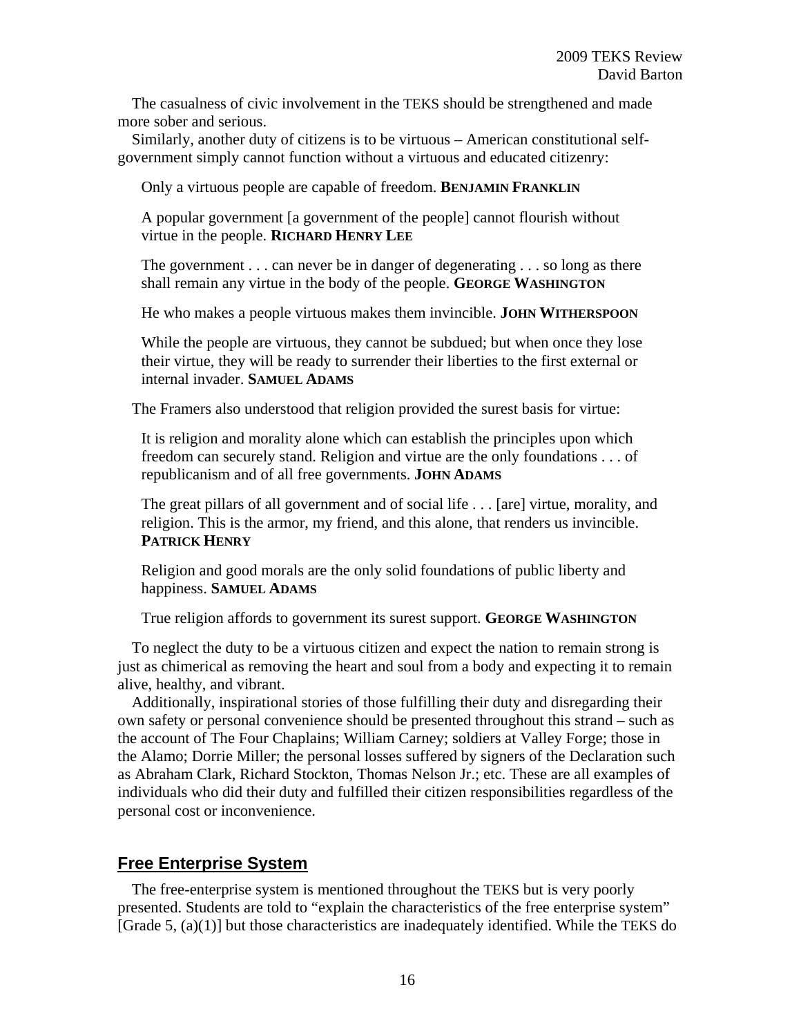The casualness of civic involvement in the TEKS should be strengthened and made more sober and serious.

Similarly, another duty of citizens is to be virtuous – American constitutional self-government simply cannot function without a virtuous and educated citizenry:

> Only a virtuous people are capable of freedom. **BENJAMIN FRANKLIN**

> A popular government [a government of the people] cannot flourish without virtue in the people. **RICHARD HENRY LEE**

> The government . . . can never be in danger of degenerating . . . so long as there shall remain any virtue in the body of the people. **GEORGE WASHINGTON**

> He who makes a people virtuous makes them invincible. **JOHN WITHERSPOON**

> While the people are virtuous, they cannot be subdued; but when once they lose their virtue, they will be ready to surrender their liberties to the first external or internal invader. **SAMUEL ADAMS**

The Framers also understood that religion provided the surest basis for virtue:

> It is religion and morality alone which can establish the principles upon which freedom can securely stand. Religion and virtue are the only foundations . . . of republicanism and of all free governments. **JOHN ADAMS**

> The great pillars of all government and of social life . . . [are] virtue, morality, and religion. This is the armor, my friend, and this alone, that renders us invincible. **PATRICK HENRY**

> Religion and good morals are the only solid foundations of public liberty and happiness. **SAMUEL ADAMS**

> True religion affords to government its surest support. **GEORGE WASHINGTON**

To neglect the duty to be a virtuous citizen and expect the nation to remain strong is just as chimerical as removing the heart and soul from a body and expecting it to remain alive, healthy, and vibrant.

Additionally, inspirational stories of those fulfilling their duty and disregarding their own safety or personal convenience should be presented throughout this strand – such as the account of The Four Chaplains; William Carney; soldiers at Valley Forge; those in the Alamo; Dorrie Miller; the personal losses suffered by signers of the Declaration such as Abraham Clark, Richard Stockton, Thomas Nelson Jr.; etc. These are all examples of individuals who did their duty and fulfilled their citizen responsibilities regardless of the personal cost or inconvenience.

## Free Enterprise System

The free-enterprise system is mentioned throughout the TEKS but is very poorly presented. Students are told to "explain the characteristics of the free enterprise system" [Grade 5, (a)(1)] but those characteristics are inadequately identified. While the TEKS do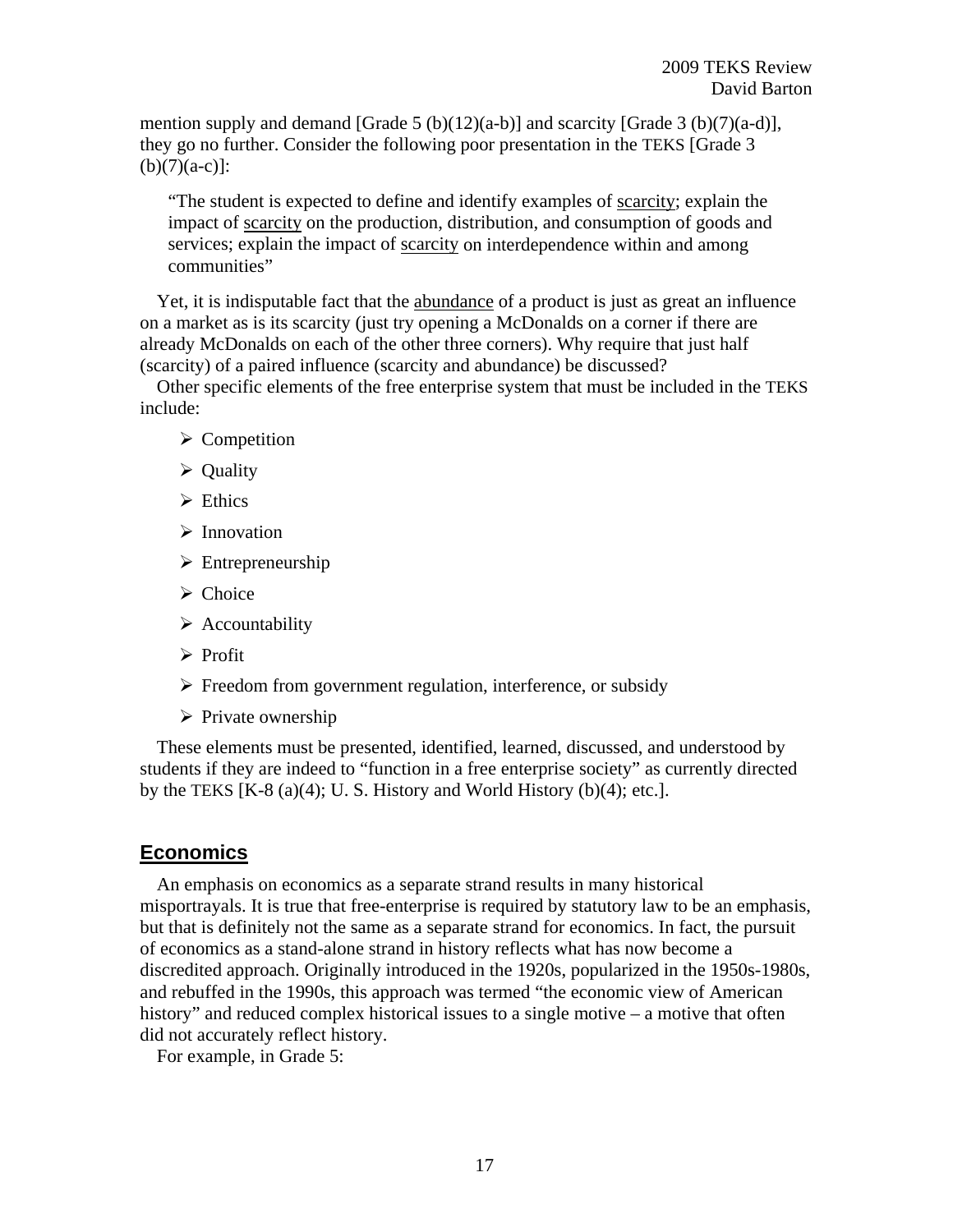mention supply and demand [Grade 5 (b)(12)(a-b)] and scarcity [Grade 3 (b)(7)(a-d)], they go no further. Consider the following poor presentation in the TEKS [Grade 3 (b)(7)(a-c)]:

> "The student is expected to define and identify examples of <u>scarcity</u>; explain the impact of <u>scarcity</u> on the production, distribution, and consumption of goods and services; explain the impact of <u>scarcity</u> on interdependence within and among communities"

Yet, it is indisputable fact that the <u>abundance</u> of a product is just as great an influence on a market as is its scarcity (just try opening a McDonalds on a corner if there are already McDonalds on each of the other three corners). Why require that just half (scarcity) of a paired influence (scarcity and abundance) be discussed?

Other specific elements of the free enterprise system that must be included in the TEKS include:

- Competition
- Quality
- Ethics
- Innovation
- Entrepreneurship
- Choice
- Accountability
- Profit
- Freedom from government regulation, interference, or subsidy
- Private ownership

These elements must be presented, identified, learned, discussed, and understood by students if they are indeed to "function in a free enterprise society" as currently directed by the TEKS [K-8 (a)(4); U. S. History and World History (b)(4); etc.].

## Economics

An emphasis on economics as a separate strand results in many historical misportrayals. It is true that free-enterprise is required by statutory law to be an emphasis, but that is definitely not the same as a separate strand for economics. In fact, the pursuit of economics as a stand-alone strand in history reflects what has now become a discredited approach. Originally introduced in the 1920s, popularized in the 1950s-1980s, and rebuffed in the 1990s, this approach was termed "the economic view of American history" and reduced complex historical issues to a single motive – a motive that often did not accurately reflect history.

For example, in Grade 5: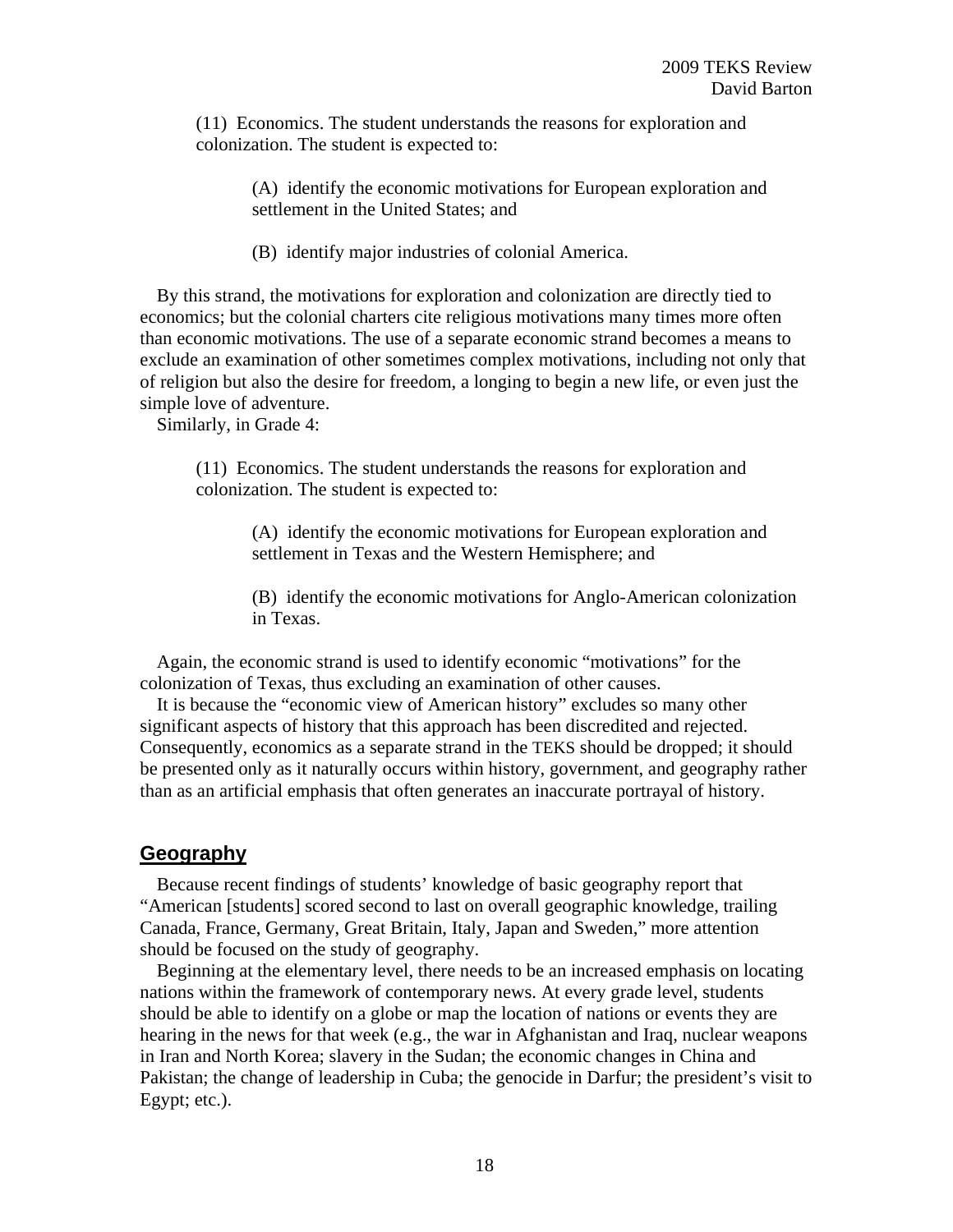(11) Economics. The student understands the reasons for exploration and colonization. The student is expected to:

> (A) identify the economic motivations for European exploration and settlement in the United States; and
>
> (B) identify major industries of colonial America.

By this strand, the motivations for exploration and colonization are directly tied to economics; but the colonial charters cite religious motivations many times more often than economic motivations. The use of a separate economic strand becomes a means to exclude an examination of other sometimes complex motivations, including not only that of religion but also the desire for freedom, a longing to begin a new life, or even just the simple love of adventure.

Similarly, in Grade 4:

(11) Economics. The student understands the reasons for exploration and colonization. The student is expected to:

> (A) identify the economic motivations for European exploration and settlement in Texas and the Western Hemisphere; and
>
> (B) identify the economic motivations for Anglo-American colonization in Texas.

Again, the economic strand is used to identify economic "motivations" for the colonization of Texas, thus excluding an examination of other causes.

It is because the "economic view of American history" excludes so many other significant aspects of history that this approach has been discredited and rejected. Consequently, economics as a separate strand in the TEKS should be dropped; it should be presented only as it naturally occurs within history, government, and geography rather than as an artificial emphasis that often generates an inaccurate portrayal of history.

## Geography

Because recent findings of students' knowledge of basic geography report that "American [students] scored second to last on overall geographic knowledge, trailing Canada, France, Germany, Great Britain, Italy, Japan and Sweden," more attention should be focused on the study of geography.

Beginning at the elementary level, there needs to be an increased emphasis on locating nations within the framework of contemporary news. At every grade level, students should be able to identify on a globe or map the location of nations or events they are hearing in the news for that week (e.g., the war in Afghanistan and Iraq, nuclear weapons in Iran and North Korea; slavery in the Sudan; the economic changes in China and Pakistan; the change of leadership in Cuba; the genocide in Darfur; the president's visit to Egypt; etc.).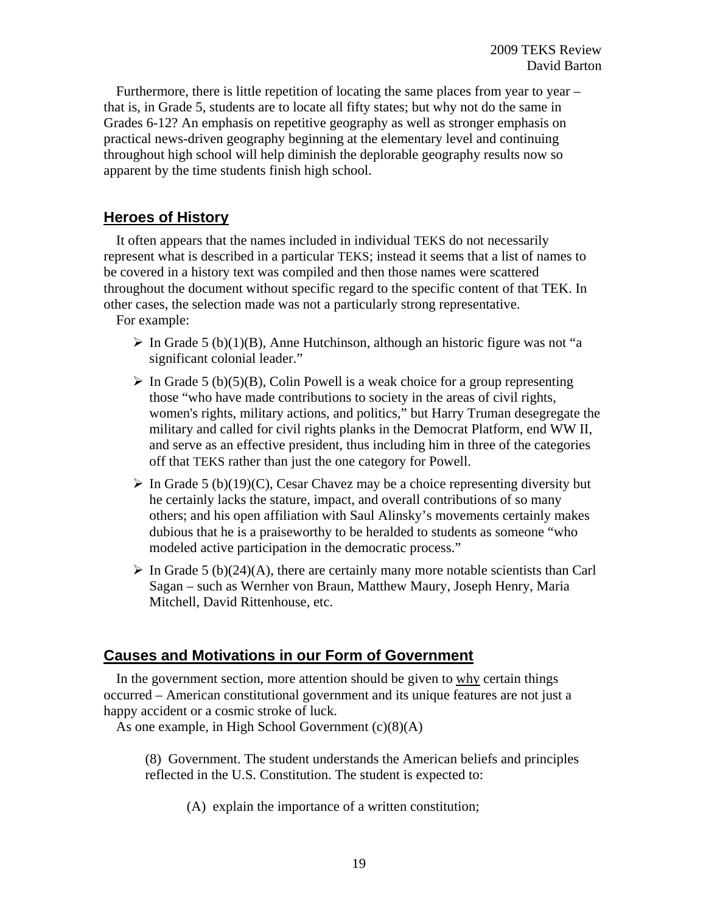Furthermore, there is little repetition of locating the same places from year to year – that is, in Grade 5, students are to locate all fifty states; but why not do the same in Grades 6-12? An emphasis on repetitive geography as well as stronger emphasis on practical news-driven geography beginning at the elementary level and continuing throughout high school will help diminish the deplorable geography results now so apparent by the time students finish high school.

## Heroes of History

It often appears that the names included in individual TEKS do not necessarily represent what is described in a particular TEKS; instead it seems that a list of names to be covered in a history text was compiled and then those names were scattered throughout the document without specific regard to the specific content of that TEK. In other cases, the selection made was not a particularly strong representative.

For example:

- In Grade 5 (b)(1)(B), Anne Hutchinson, although an historic figure was not "a significant colonial leader."
- In Grade 5 (b)(5)(B), Colin Powell is a weak choice for a group representing those "who have made contributions to society in the areas of civil rights, women's rights, military actions, and politics," but Harry Truman desegregate the military and called for civil rights planks in the Democrat Platform, end WW II, and serve as an effective president, thus including him in three of the categories off that TEKS rather than just the one category for Powell.
- In Grade 5 (b)(19)(C), Cesar Chavez may be a choice representing diversity but he certainly lacks the stature, impact, and overall contributions of so many others; and his open affiliation with Saul Alinsky's movements certainly makes dubious that he is a praiseworthy to be heralded to students as someone "who modeled active participation in the democratic process."
- In Grade 5 (b)(24)(A), there are certainly many more notable scientists than Carl Sagan – such as Wernher von Braun, Matthew Maury, Joseph Henry, Maria Mitchell, David Rittenhouse, etc.

## Causes and Motivations in our Form of Government

In the government section, more attention should be given to <u>why</u> certain things occurred – American constitutional government and its unique features are not just a happy accident or a cosmic stroke of luck.

As one example, in High School Government (c)(8)(A)

> (8) Government. The student understands the American beliefs and principles reflected in the U.S. Constitution. The student is expected to:
>
> > (A) explain the importance of a written constitution;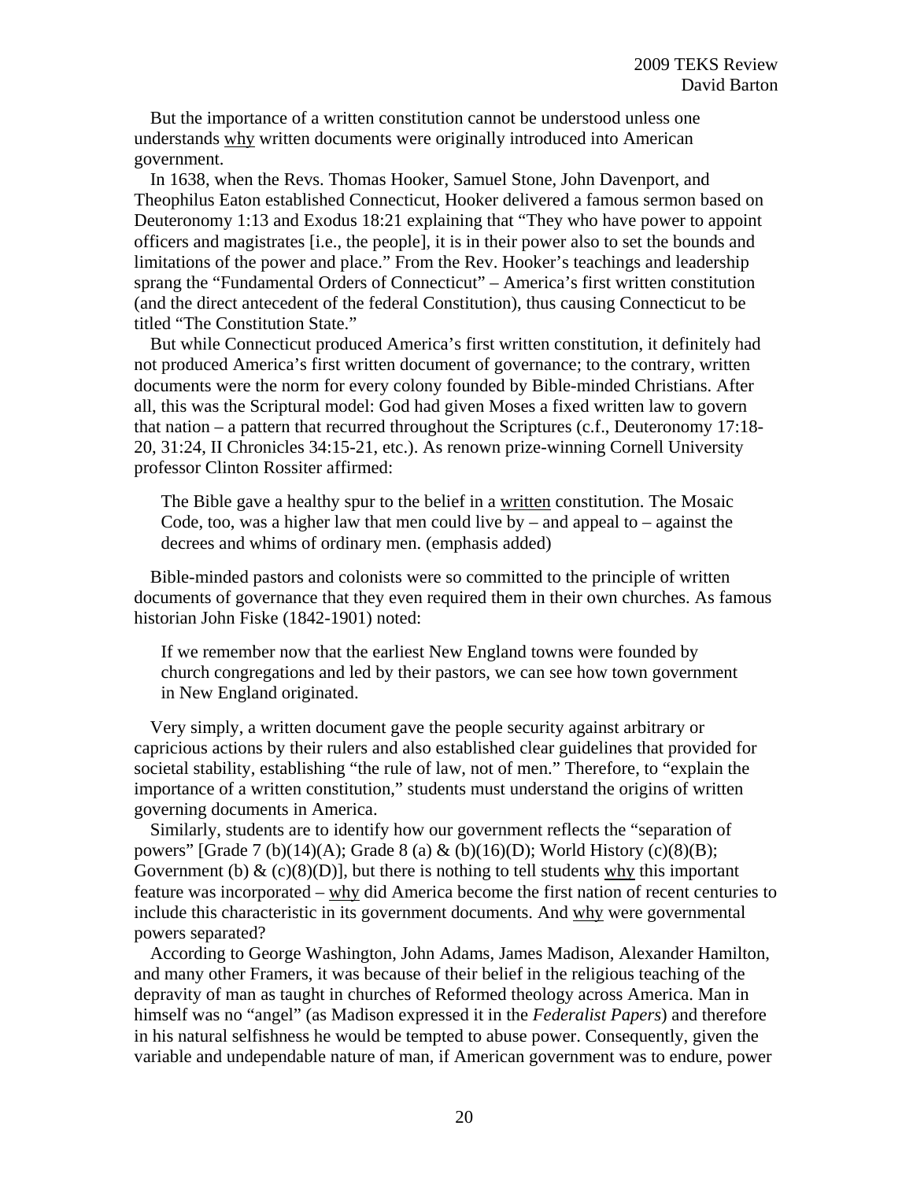But the importance of a written constitution cannot be understood unless one understands <u>why</u> written documents were originally introduced into American government.

In 1638, when the Revs. Thomas Hooker, Samuel Stone, John Davenport, and Theophilus Eaton established Connecticut, Hooker delivered a famous sermon based on Deuteronomy 1:13 and Exodus 18:21 explaining that "They who have power to appoint officers and magistrates [i.e., the people], it is in their power also to set the bounds and limitations of the power and place." From the Rev. Hooker's teachings and leadership sprang the "Fundamental Orders of Connecticut" – America's first written constitution (and the direct antecedent of the federal Constitution), thus causing Connecticut to be titled "The Constitution State."

But while Connecticut produced America's first written constitution, it definitely had not produced America's first written document of governance; to the contrary, written documents were the norm for every colony founded by Bible-minded Christians. After all, this was the Scriptural model: God had given Moses a fixed written law to govern that nation – a pattern that recurred throughout the Scriptures (c.f., Deuteronomy 17:18-20, 31:24, II Chronicles 34:15-21, etc.). As renown prize-winning Cornell University professor Clinton Rossiter affirmed:

> The Bible gave a healthy spur to the belief in a <u>written</u> constitution. The Mosaic Code, too, was a higher law that men could live by – and appeal to – against the decrees and whims of ordinary men. (emphasis added)

Bible-minded pastors and colonists were so committed to the principle of written documents of governance that they even required them in their own churches. As famous historian John Fiske (1842-1901) noted:

> If we remember now that the earliest New England towns were founded by church congregations and led by their pastors, we can see how town government in New England originated.

Very simply, a written document gave the people security against arbitrary or capricious actions by their rulers and also established clear guidelines that provided for societal stability, establishing "the rule of law, not of men." Therefore, to "explain the importance of a written constitution," students must understand the origins of written governing documents in America.

Similarly, students are to identify how our government reflects the "separation of powers" [Grade 7 (b)(14)(A); Grade 8 (a) & (b)(16)(D); World History (c)(8)(B); Government (b) & (c)(8)(D)], but there is nothing to tell students <u>why</u> this important feature was incorporated – <u>why</u> did America become the first nation of recent centuries to include this characteristic in its government documents. And <u>why</u> were governmental powers separated?

According to George Washington, John Adams, James Madison, Alexander Hamilton, and many other Framers, it was because of their belief in the religious teaching of the depravity of man as taught in churches of Reformed theology across America. Man in himself was no "angel" (as Madison expressed it in the *Federalist Papers*) and therefore in his natural selfishness he would be tempted to abuse power. Consequently, given the variable and undependable nature of man, if American government was to endure, power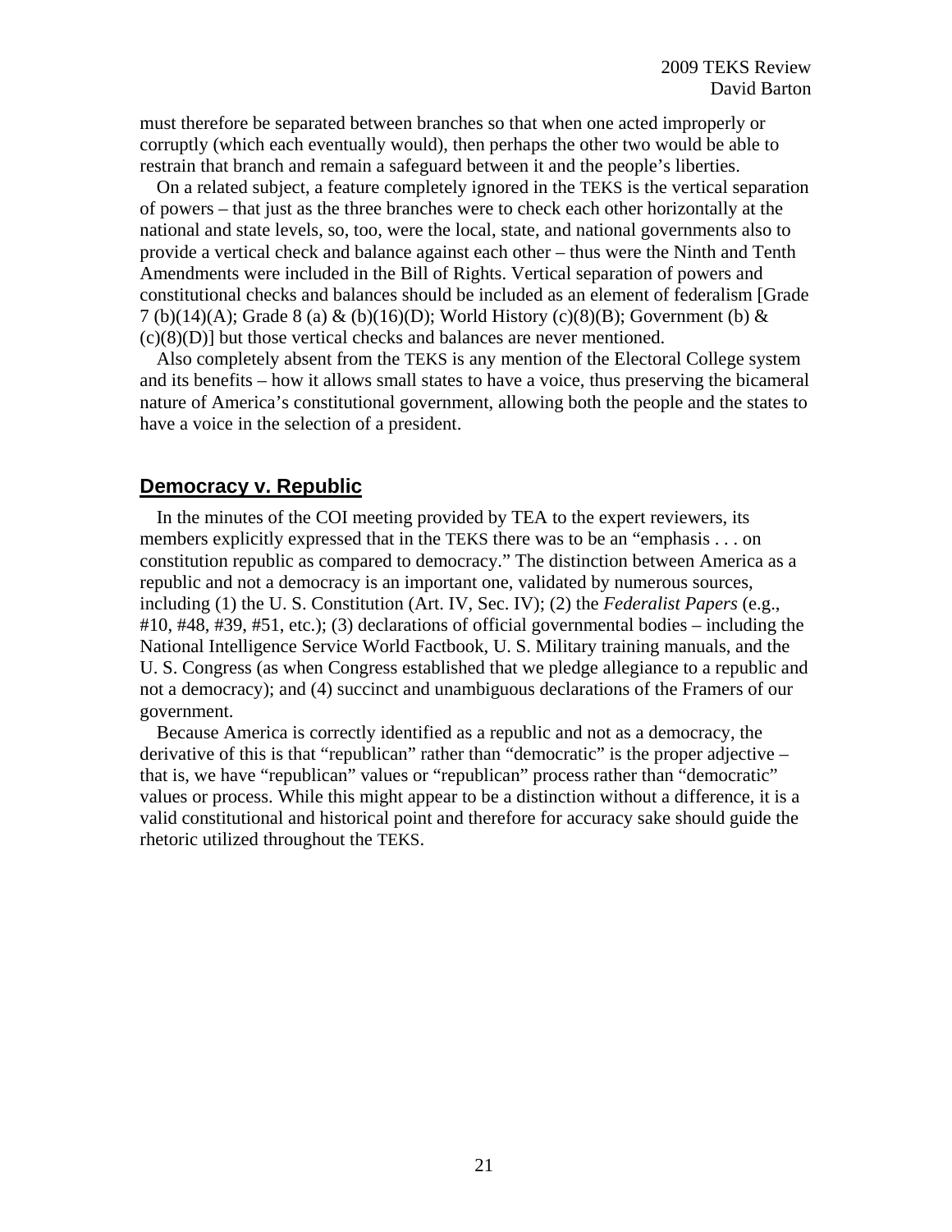must therefore be separated between branches so that when one acted improperly or corruptly (which each eventually would), then perhaps the other two would be able to restrain that branch and remain a safeguard between it and the people's liberties.

On a related subject, a feature completely ignored in the TEKS is the vertical separation of powers – that just as the three branches were to check each other horizontally at the national and state levels, so, too, were the local, state, and national governments also to provide a vertical check and balance against each other – thus were the Ninth and Tenth Amendments were included in the Bill of Rights. Vertical separation of powers and constitutional checks and balances should be included as an element of federalism [Grade 7 (b)(14)(A); Grade 8 (a) & (b)(16)(D); World History (c)(8)(B); Government (b) & (c)(8)(D)] but those vertical checks and balances are never mentioned.

Also completely absent from the TEKS is any mention of the Electoral College system and its benefits – how it allows small states to have a voice, thus preserving the bicameral nature of America's constitutional government, allowing both the people and the states to have a voice in the selection of a president.

## Democracy v. Republic

In the minutes of the COI meeting provided by TEA to the expert reviewers, its members explicitly expressed that in the TEKS there was to be an "emphasis . . . on constitution republic as compared to democracy." The distinction between America as a republic and not a democracy is an important one, validated by numerous sources, including (1) the U. S. Constitution (Art. IV, Sec. IV); (2) the *Federalist Papers* (e.g., #10, #48, #39, #51, etc.); (3) declarations of official governmental bodies – including the National Intelligence Service World Factbook, U. S. Military training manuals, and the U. S. Congress (as when Congress established that we pledge allegiance to a republic and not a democracy); and (4) succinct and unambiguous declarations of the Framers of our government.

Because America is correctly identified as a republic and not as a democracy, the derivative of this is that "republican" rather than "democratic" is the proper adjective – that is, we have "republican" values or "republican" process rather than "democratic" values or process. While this might appear to be a distinction without a difference, it is a valid constitutional and historical point and therefore for accuracy sake should guide the rhetoric utilized throughout the TEKS.